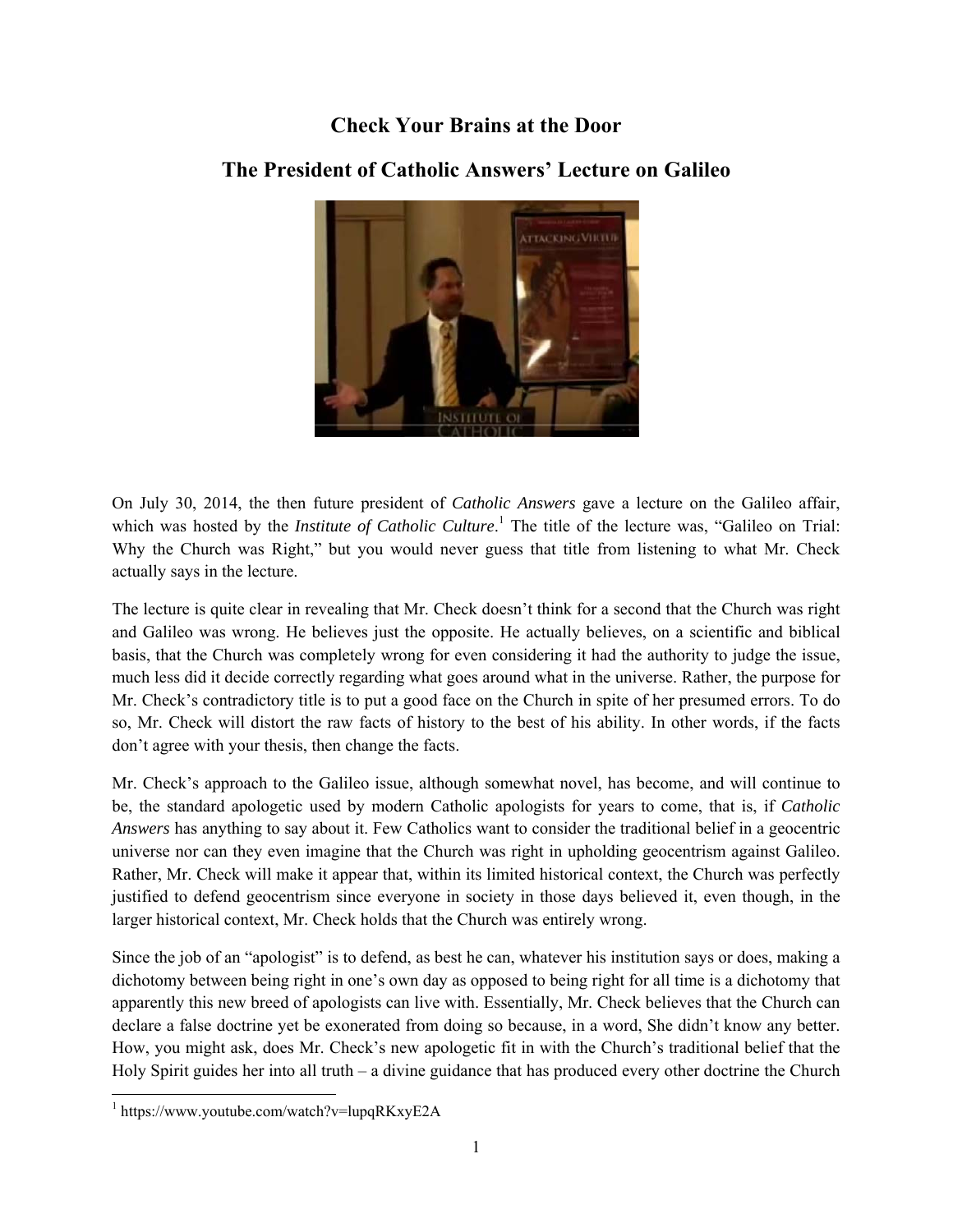# Check Your Brains at the Door

## The President of Catholic Answers' Lecture on Galileo

On July 30, 2014, the then future president of *Catholic Answers* gave a lecture on the Galileo affair, which was hosted by the *Institute of Catholic Culture*.[1] The title of the lecture was, "Galileo on Trial: Why the Church was Right," but you would never guess that title from listening to what Mr. Check actually says in the lecture.

The lecture is quite clear in revealing that Mr. Check doesn't think for a second that the Church was right and Galileo was wrong. He believes just the opposite. He actually believes, on a scientific and biblical basis, that the Church was completely wrong for even considering it had the authority to judge the issue, much less did it decide correctly regarding what goes around what in the universe. Rather, the purpose for Mr. Check's contradictory title is to put a good face on the Church in spite of her presumed errors. To do so, Mr. Check will distort the raw facts of history to the best of his ability. In other words, if the facts don't agree with your thesis, then change the facts.

Mr. Check's approach to the Galileo issue, although somewhat novel, has become, and will continue to be, the standard apologetic used by modern Catholic apologists for years to come, that is, if *Catholic Answers* has anything to say about it. Few Catholics want to consider the traditional belief in a geocentric universe nor can they even imagine that the Church was right in upholding geocentrism against Galileo. Rather, Mr. Check will make it appear that, within its limited historical context, the Church was perfectly justified to defend geocentrism since everyone in society in those days believed it, even though, in the larger historical context, Mr. Check holds that the Church was entirely wrong.

Since the job of an "apologist" is to defend, as best he can, whatever his institution says or does, making a dichotomy between being right in one's own day as opposed to being right for all time is a dichotomy that apparently this new breed of apologists can live with. Essentially, Mr. Check believes that the Church can declare a false doctrine yet be exonerated from doing so because, in a word, She didn't know any better. How, you might ask, does Mr. Check's new apologetic fit in with the Church's traditional belief that the Holy Spirit guides her into all truth – a divine guidance that has produced every other doctrine the Church

[1] https://www.youtube.com/watch?v=lupqRKxyE2A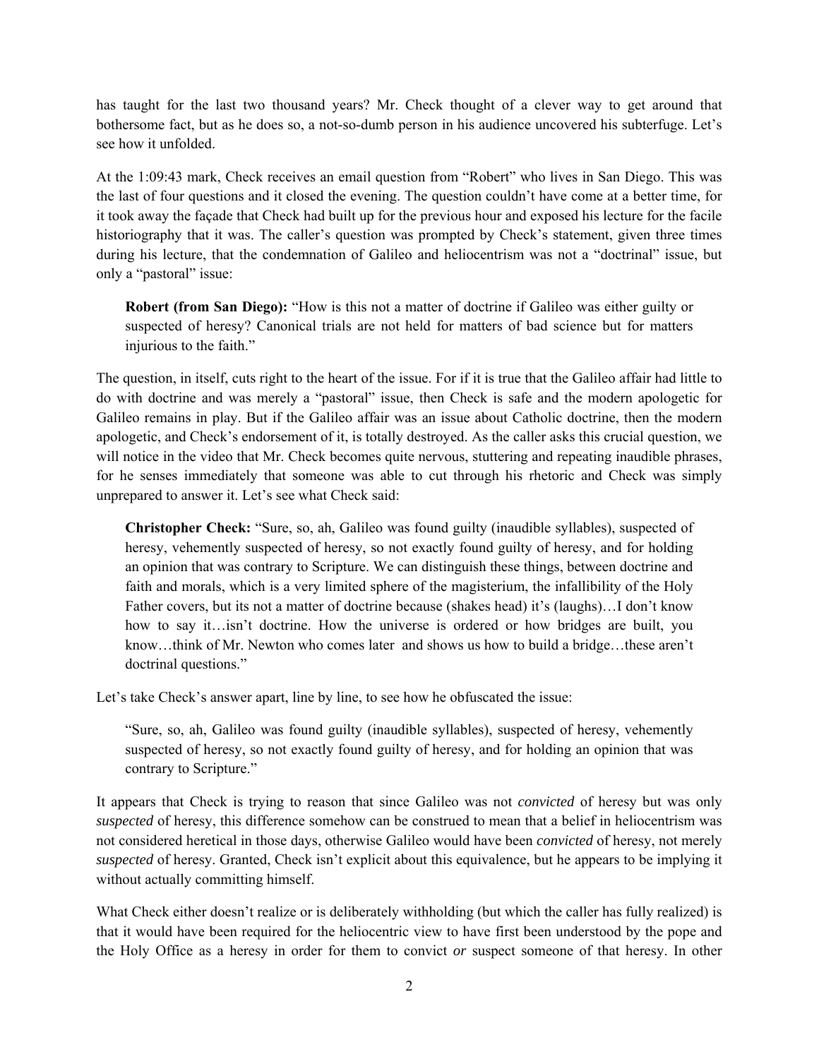has taught for the last two thousand years? Mr. Check thought of a clever way to get around that bothersome fact, but as he does so, a not-so-dumb person in his audience uncovered his subterfuge. Let's see how it unfolded.

At the 1:09:43 mark, Check receives an email question from "Robert" who lives in San Diego. This was the last of four questions and it closed the evening. The question couldn't have come at a better time, for it took away the façade that Check had built up for the previous hour and exposed his lecture for the facile historiography that it was. The caller's question was prompted by Check's statement, given three times during his lecture, that the condemnation of Galileo and heliocentrism was not a "doctrinal" issue, but only a "pastoral" issue:

> **Robert (from San Diego):** "How is this not a matter of doctrine if Galileo was either guilty or suspected of heresy? Canonical trials are not held for matters of bad science but for matters injurious to the faith."

The question, in itself, cuts right to the heart of the issue. For if it is true that the Galileo affair had little to do with doctrine and was merely a "pastoral" issue, then Check is safe and the modern apologetic for Galileo remains in play. But if the Galileo affair was an issue about Catholic doctrine, then the modern apologetic, and Check's endorsement of it, is totally destroyed. As the caller asks this crucial question, we will notice in the video that Mr. Check becomes quite nervous, stuttering and repeating inaudible phrases, for he senses immediately that someone was able to cut through his rhetoric and Check was simply unprepared to answer it. Let's see what Check said:

> **Christopher Check:** "Sure, so, ah, Galileo was found guilty (inaudible syllables), suspected of heresy, vehemently suspected of heresy, so not exactly found guilty of heresy, and for holding an opinion that was contrary to Scripture. We can distinguish these things, between doctrine and faith and morals, which is a very limited sphere of the magisterium, the infallibility of the Holy Father covers, but its not a matter of doctrine because (shakes head) it's (laughs)…I don't know how to say it…isn't doctrine. How the universe is ordered or how bridges are built, you know…think of Mr. Newton who comes later and shows us how to build a bridge…these aren't doctrinal questions."

Let's take Check's answer apart, line by line, to see how he obfuscated the issue:

> "Sure, so, ah, Galileo was found guilty (inaudible syllables), suspected of heresy, vehemently suspected of heresy, so not exactly found guilty of heresy, and for holding an opinion that was contrary to Scripture."

It appears that Check is trying to reason that since Galileo was not *convicted* of heresy but was only *suspected* of heresy, this difference somehow can be construed to mean that a belief in heliocentrism was not considered heretical in those days, otherwise Galileo would have been *convicted* of heresy, not merely *suspected* of heresy. Granted, Check isn't explicit about this equivalence, but he appears to be implying it without actually committing himself.

What Check either doesn't realize or is deliberately withholding (but which the caller has fully realized) is that it would have been required for the heliocentric view to have first been understood by the pope and the Holy Office as a heresy in order for them to convict *or* suspect someone of that heresy. In other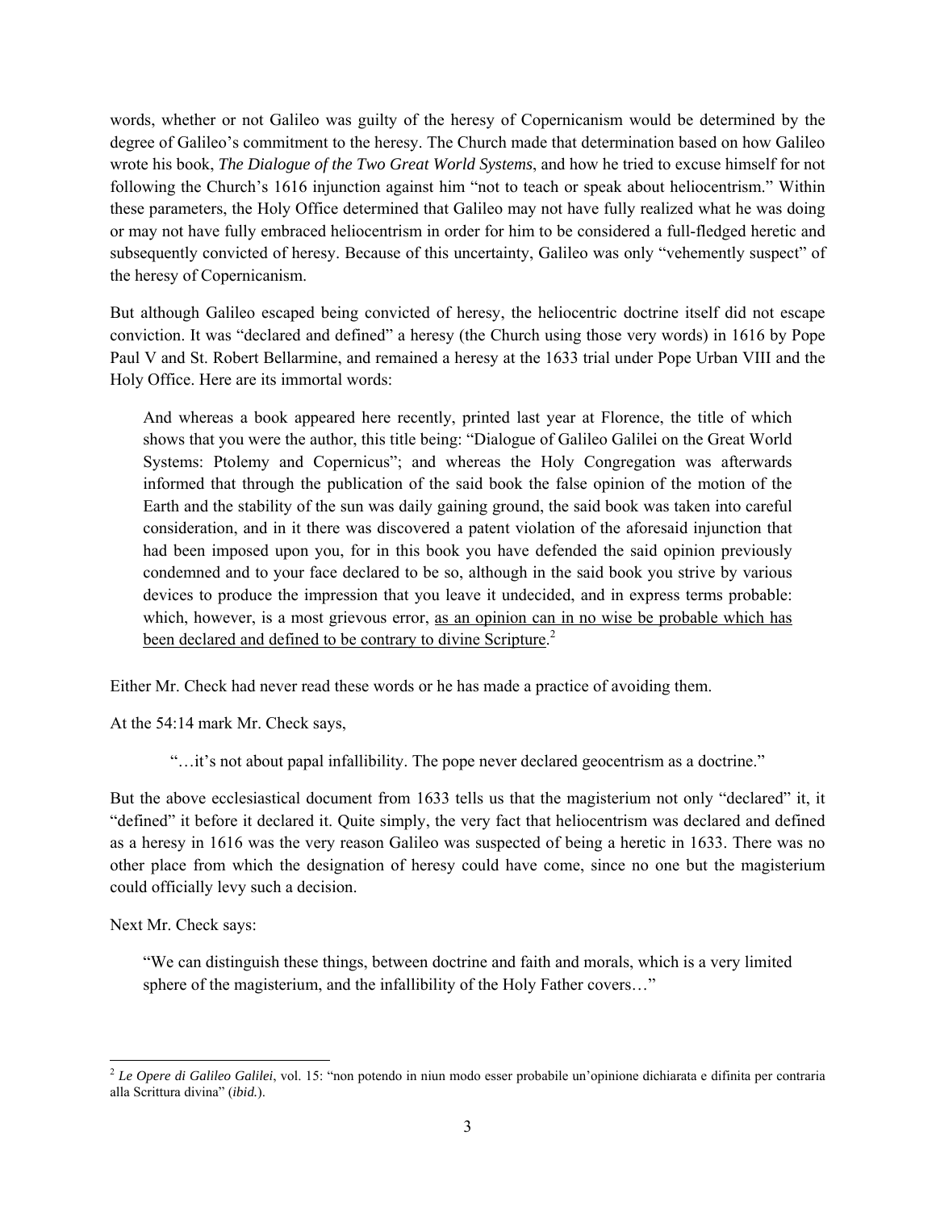words, whether or not Galileo was guilty of the heresy of Copernicanism would be determined by the degree of Galileo's commitment to the heresy. The Church made that determination based on how Galileo wrote his book, *The Dialogue of the Two Great World Systems*, and how he tried to excuse himself for not following the Church's 1616 injunction against him "not to teach or speak about heliocentrism." Within these parameters, the Holy Office determined that Galileo may not have fully realized what he was doing or may not have fully embraced heliocentrism in order for him to be considered a full-fledged heretic and subsequently convicted of heresy. Because of this uncertainty, Galileo was only "vehemently suspect" of the heresy of Copernicanism.

But although Galileo escaped being convicted of heresy, the heliocentric doctrine itself did not escape conviction. It was "declared and defined" a heresy (the Church using those very words) in 1616 by Pope Paul V and St. Robert Bellarmine, and remained a heresy at the 1633 trial under Pope Urban VIII and the Holy Office. Here are its immortal words:

> And whereas a book appeared here recently, printed last year at Florence, the title of which shows that you were the author, this title being: "Dialogue of Galileo Galilei on the Great World Systems: Ptolemy and Copernicus"; and whereas the Holy Congregation was afterwards informed that through the publication of the said book the false opinion of the motion of the Earth and the stability of the sun was daily gaining ground, the said book was taken into careful consideration, and in it there was discovered a patent violation of the aforesaid injunction that had been imposed upon you, for in this book you have defended the said opinion previously condemned and to your face declared to be so, although in the said book you strive by various devices to produce the impression that you leave it undecided, and in express terms probable: which, however, is a most grievous error, <u>as an opinion can in no wise be probable which has been declared and defined to be contrary to divine Scripture</u>.[2]

Either Mr. Check had never read these words or he has made a practice of avoiding them.

At the 54:14 mark Mr. Check says,

> "…it's not about papal infallibility. The pope never declared geocentrism as a doctrine."

But the above ecclesiastical document from 1633 tells us that the magisterium not only "declared" it, it "defined" it before it declared it. Quite simply, the very fact that heliocentrism was declared and defined as a heresy in 1616 was the very reason Galileo was suspected of being a heretic in 1633. There was no other place from which the designation of heresy could have come, since no one but the magisterium could officially levy such a decision.

Next Mr. Check says:

> "We can distinguish these things, between doctrine and faith and morals, which is a very limited sphere of the magisterium, and the infallibility of the Holy Father covers…"

---

[2] *Le Opere di Galileo Galilei*, vol. 15: "non potendo in niun modo esser probabile un'opinione dichiarata e difinita per contraria alla Scrittura divina" (*ibid.*).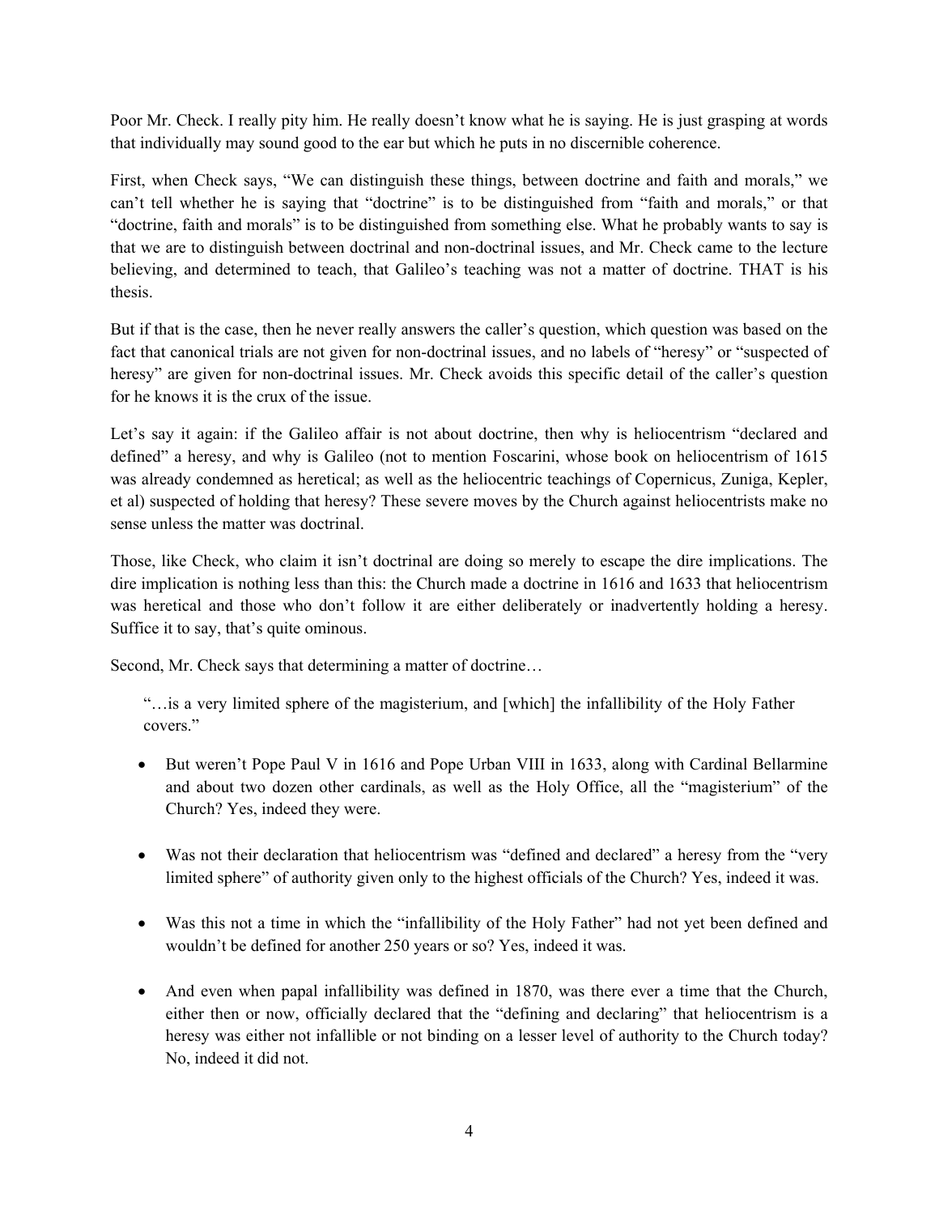Poor Mr. Check. I really pity him. He really doesn't know what he is saying. He is just grasping at words that individually may sound good to the ear but which he puts in no discernible coherence.

First, when Check says, "We can distinguish these things, between doctrine and faith and morals," we can't tell whether he is saying that "doctrine" is to be distinguished from "faith and morals," or that "doctrine, faith and morals" is to be distinguished from something else. What he probably wants to say is that we are to distinguish between doctrinal and non-doctrinal issues, and Mr. Check came to the lecture believing, and determined to teach, that Galileo's teaching was not a matter of doctrine. THAT is his thesis.

But if that is the case, then he never really answers the caller's question, which question was based on the fact that canonical trials are not given for non-doctrinal issues, and no labels of "heresy" or "suspected of heresy" are given for non-doctrinal issues. Mr. Check avoids this specific detail of the caller's question for he knows it is the crux of the issue.

Let's say it again: if the Galileo affair is not about doctrine, then why is heliocentrism "declared and defined" a heresy, and why is Galileo (not to mention Foscarini, whose book on heliocentrism of 1615 was already condemned as heretical; as well as the heliocentric teachings of Copernicus, Zuniga, Kepler, et al) suspected of holding that heresy? These severe moves by the Church against heliocentrists make no sense unless the matter was doctrinal.

Those, like Check, who claim it isn't doctrinal are doing so merely to escape the dire implications. The dire implication is nothing less than this: the Church made a doctrine in 1616 and 1633 that heliocentrism was heretical and those who don't follow it are either deliberately or inadvertently holding a heresy. Suffice it to say, that's quite ominous.

Second, Mr. Check says that determining a matter of doctrine…

> "…is a very limited sphere of the magisterium, and [which] the infallibility of the Holy Father covers."

- But weren't Pope Paul V in 1616 and Pope Urban VIII in 1633, along with Cardinal Bellarmine and about two dozen other cardinals, as well as the Holy Office, all the "magisterium" of the Church? Yes, indeed they were.

- Was not their declaration that heliocentrism was "defined and declared" a heresy from the "very limited sphere" of authority given only to the highest officials of the Church? Yes, indeed it was.

- Was this not a time in which the "infallibility of the Holy Father" had not yet been defined and wouldn't be defined for another 250 years or so? Yes, indeed it was.

- And even when papal infallibility was defined in 1870, was there ever a time that the Church, either then or now, officially declared that the "defining and declaring" that heliocentrism is a heresy was either not infallible or not binding on a lesser level of authority to the Church today? No, indeed it did not.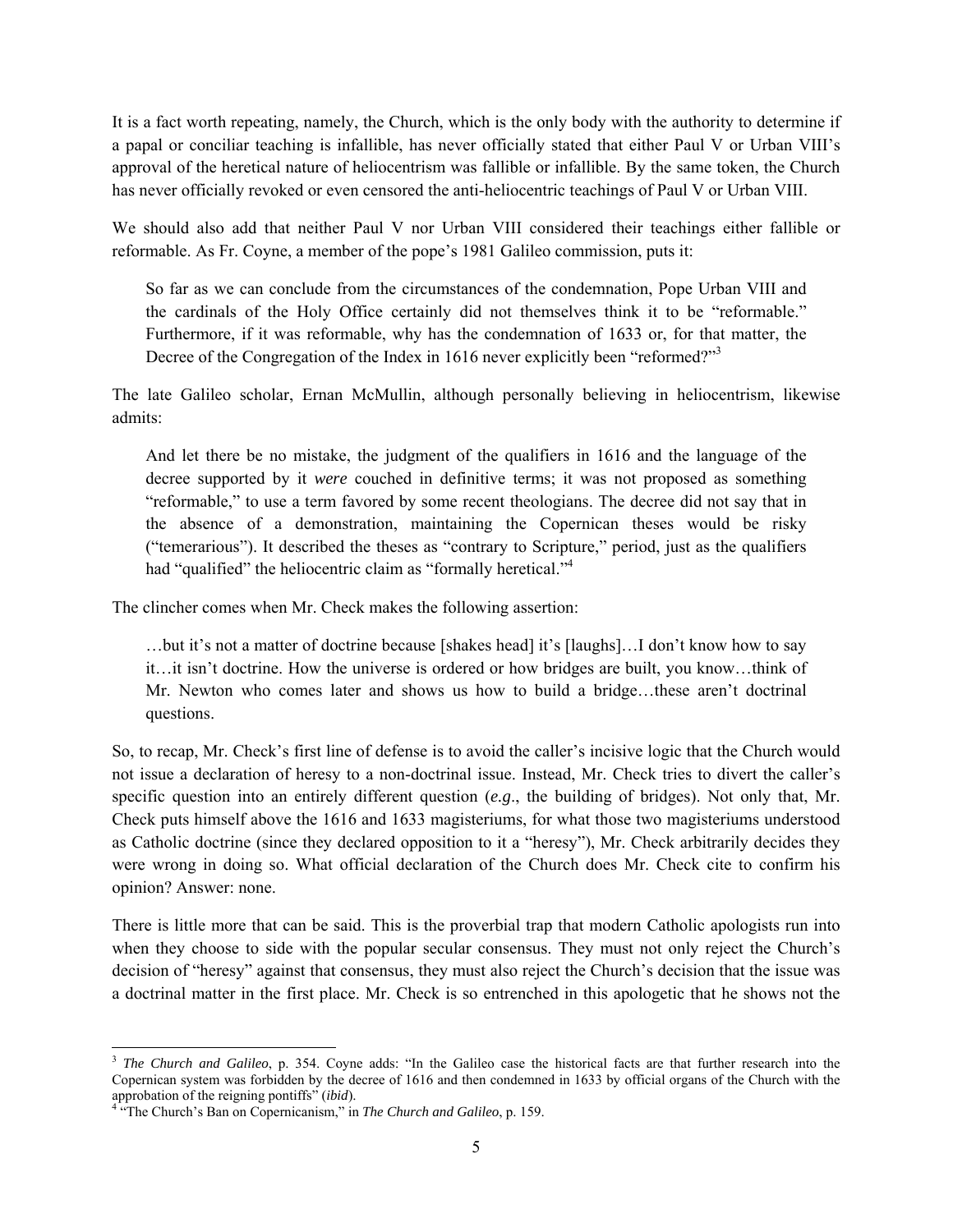It is a fact worth repeating, namely, the Church, which is the only body with the authority to determine if a papal or conciliar teaching is infallible, has never officially stated that either Paul V or Urban VIII's approval of the heretical nature of heliocentrism was fallible or infallible. By the same token, the Church has never officially revoked or even censored the anti-heliocentric teachings of Paul V or Urban VIII.

We should also add that neither Paul V nor Urban VIII considered their teachings either fallible or reformable. As Fr. Coyne, a member of the pope's 1981 Galileo commission, puts it:

> So far as we can conclude from the circumstances of the condemnation, Pope Urban VIII and the cardinals of the Holy Office certainly did not themselves think it to be "reformable." Furthermore, if it was reformable, why has the condemnation of 1633 or, for that matter, the Decree of the Congregation of the Index in 1616 never explicitly been "reformed?"[3]

The late Galileo scholar, Ernan McMullin, although personally believing in heliocentrism, likewise admits:

> And let there be no mistake, the judgment of the qualifiers in 1616 and the language of the decree supported by it *were* couched in definitive terms; it was not proposed as something "reformable," to use a term favored by some recent theologians. The decree did not say that in the absence of a demonstration, maintaining the Copernican theses would be risky ("temerarious"). It described the theses as "contrary to Scripture," period, just as the qualifiers had "qualified" the heliocentric claim as "formally heretical."[4]

The clincher comes when Mr. Check makes the following assertion:

> …but it's not a matter of doctrine because [shakes head] it's [laughs]…I don't know how to say it…it isn't doctrine. How the universe is ordered or how bridges are built, you know…think of Mr. Newton who comes later and shows us how to build a bridge…these aren't doctrinal questions.

So, to recap, Mr. Check's first line of defense is to avoid the caller's incisive logic that the Church would not issue a declaration of heresy to a non-doctrinal issue. Instead, Mr. Check tries to divert the caller's specific question into an entirely different question (*e.g*., the building of bridges). Not only that, Mr. Check puts himself above the 1616 and 1633 magisteriums, for what those two magisteriums understood as Catholic doctrine (since they declared opposition to it a "heresy"), Mr. Check arbitrarily decides they were wrong in doing so. What official declaration of the Church does Mr. Check cite to confirm his opinion? Answer: none.

There is little more that can be said. This is the proverbial trap that modern Catholic apologists run into when they choose to side with the popular secular consensus. They must not only reject the Church's decision of "heresy" against that consensus, they must also reject the Church's decision that the issue was a doctrinal matter in the first place. Mr. Check is so entrenched in this apologetic that he shows not the

---

[3] *The Church and Galileo*, p. 354. Coyne adds: "In the Galileo case the historical facts are that further research into the Copernican system was forbidden by the decree of 1616 and then condemned in 1633 by official organs of the Church with the approbation of the reigning pontiffs" (*ibid*).

[4] "The Church's Ban on Copernicanism," in *The Church and Galileo*, p. 159.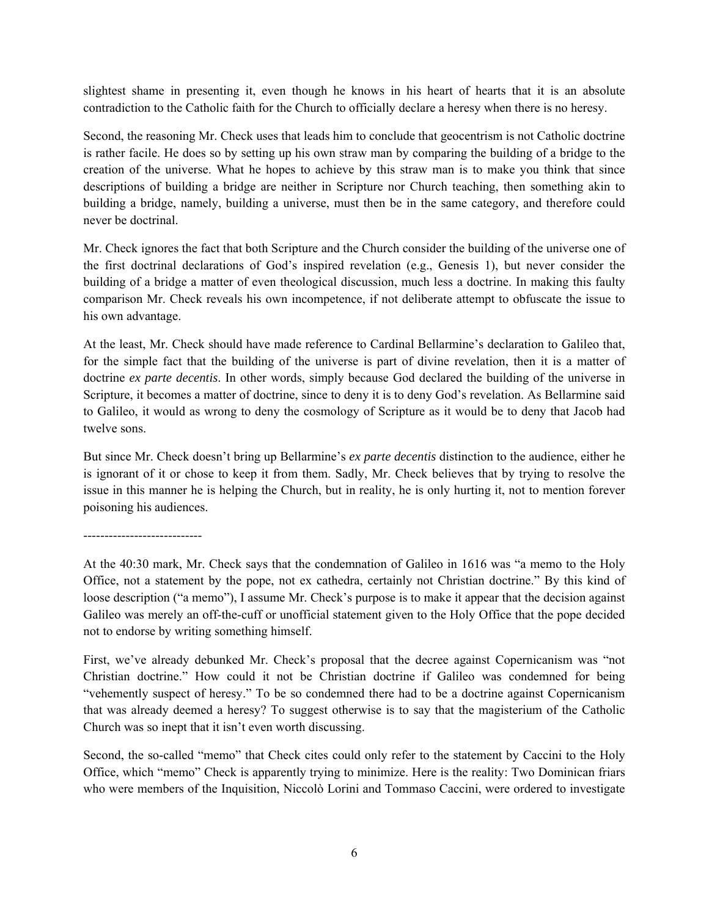slightest shame in presenting it, even though he knows in his heart of hearts that it is an absolute contradiction to the Catholic faith for the Church to officially declare a heresy when there is no heresy.

Second, the reasoning Mr. Check uses that leads him to conclude that geocentrism is not Catholic doctrine is rather facile. He does so by setting up his own straw man by comparing the building of a bridge to the creation of the universe. What he hopes to achieve by this straw man is to make you think that since descriptions of building a bridge are neither in Scripture nor Church teaching, then something akin to building a bridge, namely, building a universe, must then be in the same category, and therefore could never be doctrinal.

Mr. Check ignores the fact that both Scripture and the Church consider the building of the universe one of the first doctrinal declarations of God's inspired revelation (e.g., Genesis 1), but never consider the building of a bridge a matter of even theological discussion, much less a doctrine. In making this faulty comparison Mr. Check reveals his own incompetence, if not deliberate attempt to obfuscate the issue to his own advantage.

At the least, Mr. Check should have made reference to Cardinal Bellarmine's declaration to Galileo that, for the simple fact that the building of the universe is part of divine revelation, then it is a matter of doctrine *ex parte decentis*. In other words, simply because God declared the building of the universe in Scripture, it becomes a matter of doctrine, since to deny it is to deny God's revelation. As Bellarmine said to Galileo, it would as wrong to deny the cosmology of Scripture as it would be to deny that Jacob had twelve sons.

But since Mr. Check doesn't bring up Bellarmine's *ex parte decentis* distinction to the audience, either he is ignorant of it or chose to keep it from them. Sadly, Mr. Check believes that by trying to resolve the issue in this manner he is helping the Church, but in reality, he is only hurting it, not to mention forever poisoning his audiences.

----------------------------

At the 40:30 mark, Mr. Check says that the condemnation of Galileo in 1616 was "a memo to the Holy Office, not a statement by the pope, not ex cathedra, certainly not Christian doctrine." By this kind of loose description ("a memo"), I assume Mr. Check's purpose is to make it appear that the decision against Galileo was merely an off-the-cuff or unofficial statement given to the Holy Office that the pope decided not to endorse by writing something himself.

First, we've already debunked Mr. Check's proposal that the decree against Copernicanism was "not Christian doctrine." How could it not be Christian doctrine if Galileo was condemned for being "vehemently suspect of heresy." To be so condemned there had to be a doctrine against Copernicanism that was already deemed a heresy? To suggest otherwise is to say that the magisterium of the Catholic Church was so inept that it isn't even worth discussing.

Second, the so-called "memo" that Check cites could only refer to the statement by Caccini to the Holy Office, which "memo" Check is apparently trying to minimize. Here is the reality: Two Dominican friars who were members of the Inquisition, Niccolò Lorini and Tommaso Caccini, were ordered to investigate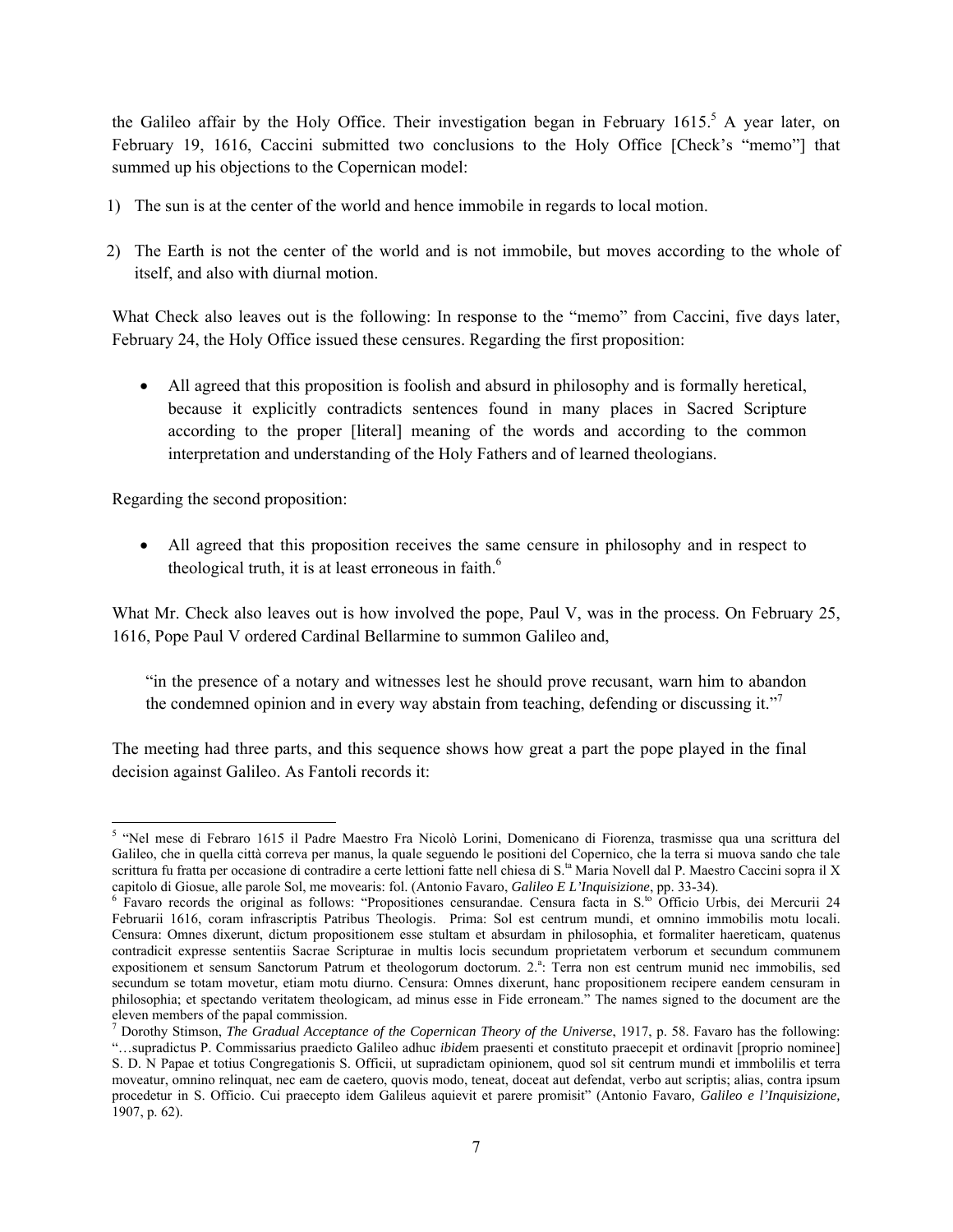the Galileo affair by the Holy Office. Their investigation began in February 1615.[5] A year later, on February 19, 1616, Caccini submitted two conclusions to the Holy Office [Check's "memo"] that summed up his objections to the Copernican model:

1) The sun is at the center of the world and hence immobile in regards to local motion.

2) The Earth is not the center of the world and is not immobile, but moves according to the whole of itself, and also with diurnal motion.

What Check also leaves out is the following: In response to the "memo" from Caccini, five days later, February 24, the Holy Office issued these censures. Regarding the first proposition:

- All agreed that this proposition is foolish and absurd in philosophy and is formally heretical, because it explicitly contradicts sentences found in many places in Sacred Scripture according to the proper [literal] meaning of the words and according to the common interpretation and understanding of the Holy Fathers and of learned theologians.

Regarding the second proposition:

- All agreed that this proposition receives the same censure in philosophy and in respect to theological truth, it is at least erroneous in faith.[6]

What Mr. Check also leaves out is how involved the pope, Paul V, was in the process. On February 25, 1616, Pope Paul V ordered Cardinal Bellarmine to summon Galileo and,

> "in the presence of a notary and witnesses lest he should prove recusant, warn him to abandon the condemned opinion and in every way abstain from teaching, defending or discussing it."[7]

The meeting had three parts, and this sequence shows how great a part the pope played in the final decision against Galileo. As Fantoli records it:

---

[5] "Nel mese di Febraro 1615 il Padre Maestro Fra Nicolò Lorini, Domenicano di Fiorenza, trasmisse qua una scrittura del Galileo, che in quella città correva per manus, la quale seguendo le positioni del Copernico, che la terra si muova sando che tale scrittura fu fratta per occasione di contradire a certe lettioni fatte nel chiesa di S.[ta] Maria Novell dal P. Maestro Caccini sopra il X capitolo di Giosue, alle parole Sol, me movearis: fol. (Antonio Favaro, *Galileo E L'Inquisizione*, pp. 33-34).

[6] Favaro records the original as follows: "Propositiones censurandae. Censura facta in S.[to] Officio Urbis, dei Mercurii 24 Februarii 1616, coram infrascriptis Patribus Theologis. Prima: Sol est centrum mundi, et omnino immobilis motu locali. Censura: Omnes dixerunt, dictum propositionem esse stultam et absurdam in philosophia, et formaliter haereticam, quatenus contradicit expresse sententiis Sacrae Scripturae in multis locis secundum proprietatem verborum et secundum communem expositionem et sensum Sanctorum Patrum et theologorum doctorum. 2.[a]: Terra non est centrum munid nec immobilis, sed secundum se totam movetur, etiam motu diurno. Censura: Omnes dixerunt, hanc propositionem recipere eandem censuram in philosophia; et spectando veritatem theologicam, ad minus esse in Fide erroneam." The names signed to the document are the eleven members of the papal commission.

[7] Dorothy Stimson, *The Gradual Acceptance of the Copernican Theory of the Universe*, 1917, p. 58. Favaro has the following: "…supradictus P. Commissarius praedicto Galileo adhuc *ibid*em praesenti et constituto praecepit et ordinavit [proprio nominee] S. D. N Papae et totius Congregationis S. Officii, ut supradictam opinionem, quod sol sit centrum mundi et immbolilis et terra moveatur, omnino relinquat, nec eam de caetero, quovis modo, teneat, doceat aut defendat, verbo aut scriptis; alias, contra ipsum procedetur in S. Officio. Cui praecepto idem Galileus aquievit et parere promisit" (Antonio Favaro*, Galileo e l'Inquisizione,* 1907, p. 62).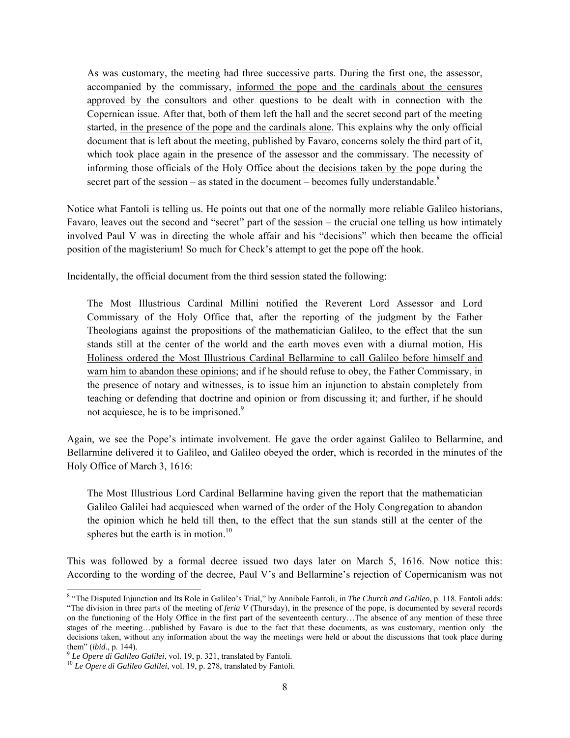> As was customary, the meeting had three successive parts. During the first one, the assessor, accompanied by the commissary, informed the pope and the cardinals about the censures approved by the consultors and other questions to be dealt with in connection with the Copernican issue. After that, both of them left the hall and the secret second part of the meeting started, in the presence of the pope and the cardinals alone. This explains why the only official document that is left about the meeting, published by Favaro, concerns solely the third part of it, which took place again in the presence of the assessor and the commissary. The necessity of informing those officials of the Holy Office about the decisions taken by the pope during the secret part of the session – as stated in the document – becomes fully understandable.[8]

Notice what Fantoli is telling us. He points out that one of the normally more reliable Galileo historians, Favaro, leaves out the second and "secret" part of the session – the crucial one telling us how intimately involved Paul V was in directing the whole affair and his "decisions" which then became the official position of the magisterium! So much for Check's attempt to get the pope off the hook.

Incidentally, the official document from the third session stated the following:

> The Most Illustrious Cardinal Millini notified the Reverent Lord Assessor and Lord Commissary of the Holy Office that, after the reporting of the judgment by the Father Theologians against the propositions of the mathematician Galileo, to the effect that the sun stands still at the center of the world and the earth moves even with a diurnal motion, His Holiness ordered the Most Illustrious Cardinal Bellarmine to call Galileo before himself and warn him to abandon these opinions; and if he should refuse to obey, the Father Commissary, in the presence of notary and witnesses, is to issue him an injunction to abstain completely from teaching or defending that doctrine and opinion or from discussing it; and further, if he should not acquiesce, he is to be imprisoned.[9]

Again, we see the Pope's intimate involvement. He gave the order against Galileo to Bellarmine, and Bellarmine delivered it to Galileo, and Galileo obeyed the order, which is recorded in the minutes of the Holy Office of March 3, 1616:

> The Most Illustrious Lord Cardinal Bellarmine having given the report that the mathematician Galileo Galilei had acquiesced when warned of the order of the Holy Congregation to abandon the opinion which he held till then, to the effect that the sun stands still at the center of the spheres but the earth is in motion.[10]

This was followed by a formal decree issued two days later on March 5, 1616. Now notice this: According to the wording of the decree, Paul V's and Bellarmine's rejection of Copernicanism was not

---

[8] "The Disputed Injunction and Its Role in Galileo's Trial," by Annibale Fantoli, in *The Church and Galileo*, p. 118. Fantoli adds: "The division in three parts of the meeting of *feria V* (Thursday), in the presence of the pope, is documented by several records on the functioning of the Holy Office in the first part of the seventeenth century…The absence of any mention of these three stages of the meeting…published by Favaro is due to the fact that these documents, as was customary, mention only the decisions taken, without any information about the way the meetings were held or about the discussions that took place during them" (*ibid*., p. 144).

[9] *Le Opere di Galileo Galilei*, vol. 19, p. 321, translated by Fantoli.

[10] *Le Opere di Galileo Galilei*, vol. 19, p. 278, translated by Fantoli.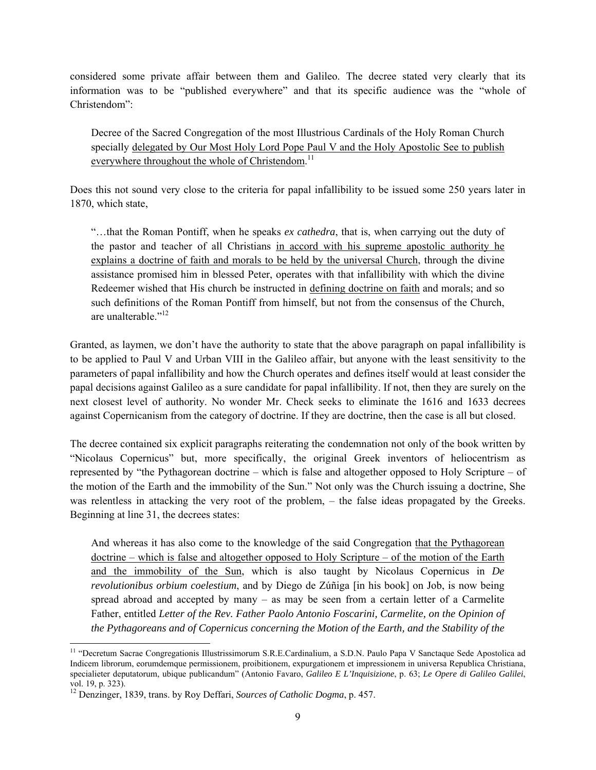considered some private affair between them and Galileo. The decree stated very clearly that its information was to be "published everywhere" and that its specific audience was the "whole of Christendom":

> Decree of the Sacred Congregation of the most Illustrious Cardinals of the Holy Roman Church specially <u>delegated by Our Most Holy Lord Pope Paul V and the Holy Apostolic See to publish everywhere throughout the whole of Christendom</u>.[11]

Does this not sound very close to the criteria for papal infallibility to be issued some 250 years later in 1870, which state,

> "…that the Roman Pontiff, when he speaks *ex cathedra*, that is, when carrying out the duty of the pastor and teacher of all Christians <u>in accord with his supreme apostolic authority he explains a doctrine of faith and morals to be held by the universal Church</u>, through the divine assistance promised him in blessed Peter, operates with that infallibility with which the divine Redeemer wished that His church be instructed in <u>defining doctrine on faith</u> and morals; and so such definitions of the Roman Pontiff from himself, but not from the consensus of the Church, are unalterable."[12]

Granted, as laymen, we don't have the authority to state that the above paragraph on papal infallibility is to be applied to Paul V and Urban VIII in the Galileo affair, but anyone with the least sensitivity to the parameters of papal infallibility and how the Church operates and defines itself would at least consider the papal decisions against Galileo as a sure candidate for papal infallibility. If not, then they are surely on the next closest level of authority. No wonder Mr. Check seeks to eliminate the 1616 and 1633 decrees against Copernicanism from the category of doctrine. If they are doctrine, then the case is all but closed.

The decree contained six explicit paragraphs reiterating the condemnation not only of the book written by "Nicolaus Copernicus" but, more specifically, the original Greek inventors of heliocentrism as represented by "the Pythagorean doctrine – which is false and altogether opposed to Holy Scripture – of the motion of the Earth and the immobility of the Sun." Not only was the Church issuing a doctrine, She was relentless in attacking the very root of the problem, – the false ideas propagated by the Greeks. Beginning at line 31, the decrees states:

> And whereas it has also come to the knowledge of the said Congregation <u>that the Pythagorean doctrine – which is false and altogether opposed to Holy Scripture – of the motion of the Earth and the immobility of the Sun</u>, which is also taught by Nicolaus Copernicus in *De revolutionibus orbium coelestium*, and by Diego de Zúñiga [in his book] on Job, is now being spread abroad and accepted by many – as may be seen from a certain letter of a Carmelite Father, entitled ***Letter of the Rev. Father Paolo Antonio Foscarini, Carmelite, on the Opinion of the Pythagoreans and of Copernicus concerning the Motion of the Earth, and the Stability of the***

---

[11] "Decretum Sacrae Congregationis Illustrissimorum S.R.E.Cardinalium, a S.D.N. Paulo Papa V Sanctaque Sede Apostolica ad Indicem librorum, eorumdemque permissionem, proibitionem, expurgationem et impressionem in universa Republica Christiana, specialieter deputatorum, ubique publicandum" (Antonio Favaro, *Galileo E L'Inquisizione*, p. 63; *Le Opere di Galileo Galilei*, vol. 19, p. 323).

[12] Denzinger, 1839, trans. by Roy Deffari, *Sources of Catholic Dogma*, p. 457.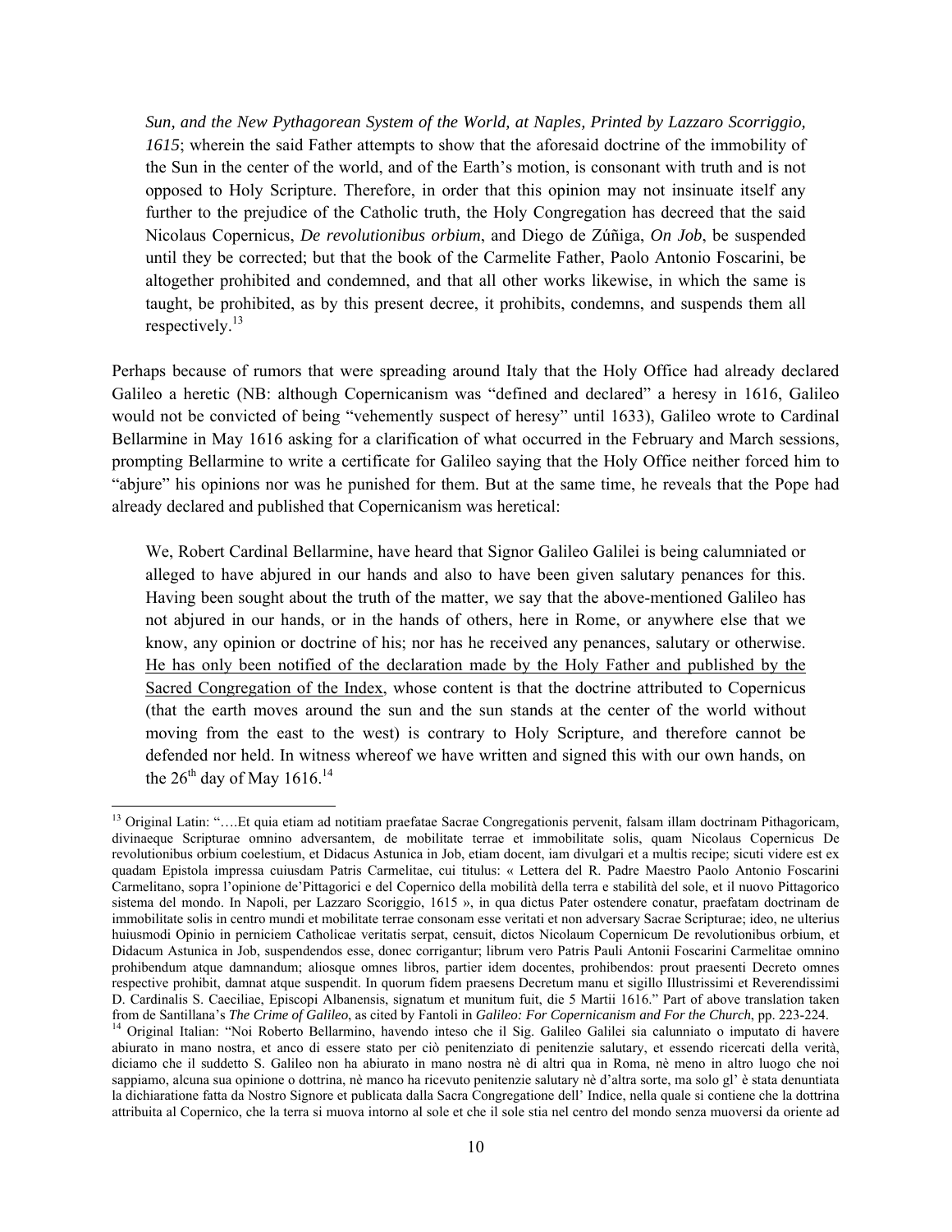> *Sun, and the New Pythagorean System of the World, at Naples, Printed by Lazzaro Scorriggio, 1615*; wherein the said Father attempts to show that the aforesaid doctrine of the immobility of the Sun in the center of the world, and of the Earth's motion, is consonant with truth and is not opposed to Holy Scripture. Therefore, in order that this opinion may not insinuate itself any further to the prejudice of the Catholic truth, the Holy Congregation has decreed that the said Nicolaus Copernicus, *De revolutionibus orbium*, and Diego de Zúñiga, *On Job*, be suspended until they be corrected; but that the book of the Carmelite Father, Paolo Antonio Foscarini, be altogether prohibited and condemned, and that all other works likewise, in which the same is taught, be prohibited, as by this present decree, it prohibits, condemns, and suspends them all respectively.[13]

Perhaps because of rumors that were spreading around Italy that the Holy Office had already declared Galileo a heretic (NB: although Copernicanism was "defined and declared" a heresy in 1616, Galileo would not be convicted of being "vehemently suspect of heresy" until 1633), Galileo wrote to Cardinal Bellarmine in May 1616 asking for a clarification of what occurred in the February and March sessions, prompting Bellarmine to write a certificate for Galileo saying that the Holy Office neither forced him to "abjure" his opinions nor was he punished for them. But at the same time, he reveals that the Pope had already declared and published that Copernicanism was heretical:

> We, Robert Cardinal Bellarmine, have heard that Signor Galileo Galilei is being calumniated or alleged to have abjured in our hands and also to have been given salutary penances for this. Having been sought about the truth of the matter, we say that the above-mentioned Galileo has not abjured in our hands, or in the hands of others, here in Rome, or anywhere else that we know, any opinion or doctrine of his; nor has he received any penances, salutary or otherwise. <u>He has only been notified of the declaration made by the Holy Father and published by the Sacred Congregation of the Index</u>, whose content is that the doctrine attributed to Copernicus (that the earth moves around the sun and the sun stands at the center of the world without moving from the east to the west) is contrary to Holy Scripture, and therefore cannot be defended nor held. In witness whereof we have written and signed this with our own hands, on the 26th day of May 1616.[14]

---

[13] Original Latin: "….Et quia etiam ad notitiam praefatae Sacrae Congregationis pervenit, falsam illam doctrinam Pithagoricam, divinaeque Scripturae omnino adversantem, de mobilitate terrae et immobilitate solis, quam Nicolaus Copernicus De revolutionibus orbium coelestium, et Didacus Astunica in Job, etiam docent, iam divulgari et a multis recipe; sicuti videre est ex quadam Epistola impressa cuiusdam Patris Carmelitae, cui titulus: « Lettera del R. Padre Maestro Paolo Antonio Foscarini Carmelitano, sopra l'opinione de'Pittagorici e del Copernico della mobilità della terra e stabilità del sole, et il nuovo Pittagorico sistema del mondo. In Napoli, per Lazzaro Scoriggio, 1615 », in qua dictus Pater ostendere conatur, praefatam doctrinam de immobilitate solis in centro mundi et mobilitate terrae consonam esse veritati et non adversary Sacrae Scripturae; ideo, ne ulterius huiusmodi Opinio in perniciem Catholicae veritatis serpat, censuit, dictos Nicolaum Copernicum De revolutionibus orbium, et Didacum Astunica in Job, suspendendos esse, donec corrigantur; librum vero Patris Pauli Antonii Foscarini Carmelitae omnino prohibendum atque damnandum; aliosque omnes libros, partier idem docentes, prohibendos: prout praesenti Decreto omnes respective prohibit, damnat atque suspendit. In quorum fidem praesens Decretum manu et sigillo Illustrissimi et Reverendissimi D. Cardinalis S. Caeciliae, Episcopi Albanensis, signatum et munitum fuit, die 5 Martii 1616." Part of above translation taken from de Santillana's *The Crime of Galileo*, as cited by Fantoli in *Galileo: For Copernicanism and For the Church*, pp. 223-224.

[14] Original Italian: "Noi Roberto Bellarmino, havendo inteso che il Sig. Galileo Galilei sia calunniato o imputato di havere abiurato in mano nostra, et anco di essere stato per ciò penitenziato di penitenzie salutary, et essendo ricercati della verità, diciamo che il suddetto S. Galileo non ha abiurato in mano nostra nè di altri qua in Roma, nè meno in altro luogo che noi sappiamo, alcuna sua opinione o dottrina, nè manco ha ricevuto penitenzie salutary nè d'altra sorte, ma solo gl' è stata denuntiata la dichiaratione fatta da Nostro Signore et publicata dalla Sacra Congregatione dell' Indice, nella quale si contiene che la dottrina attribuita al Copernico, che la terra si muova intorno al sole et che il sole stia nel centro del mondo senza muoversi da oriente ad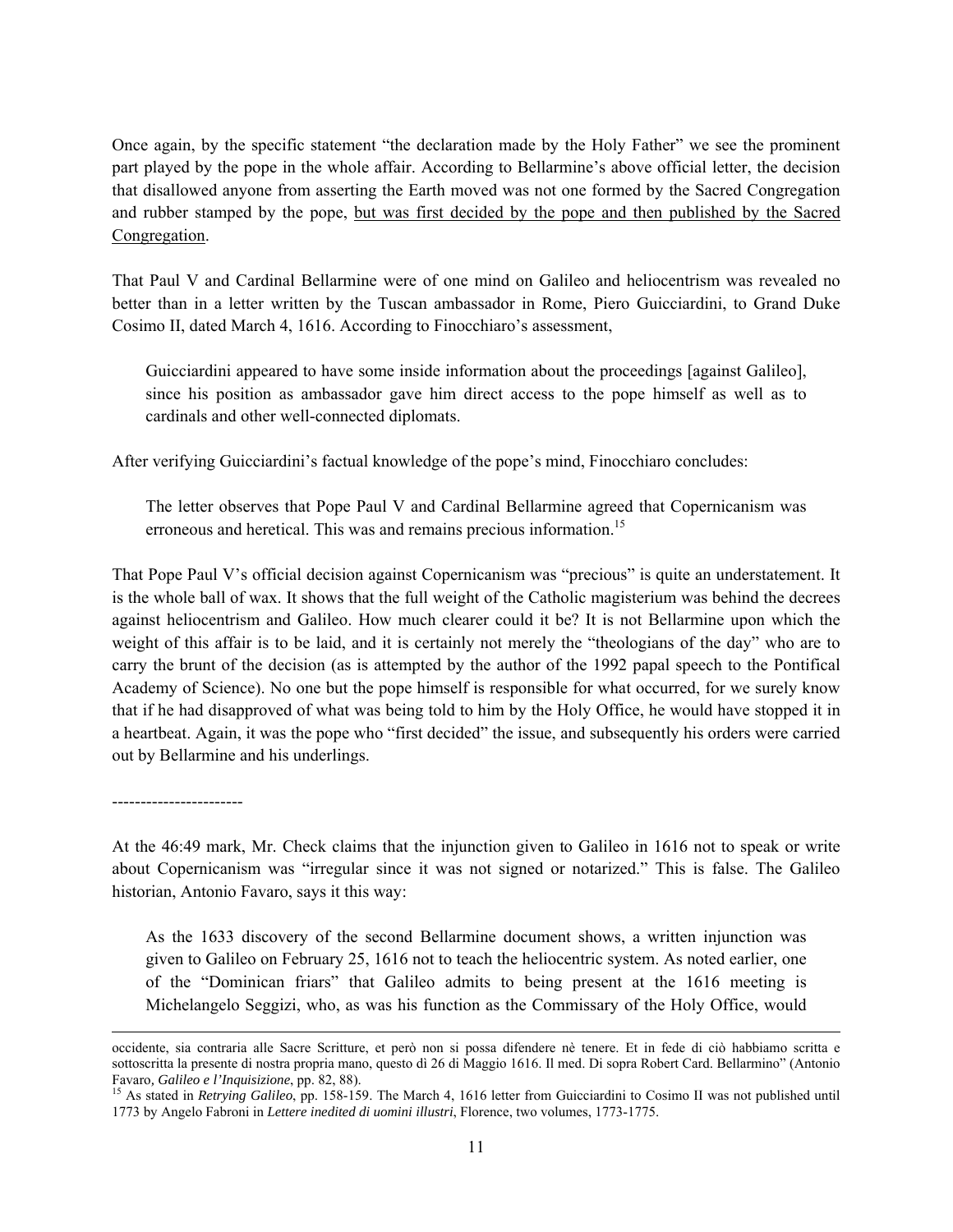Once again, by the specific statement "the declaration made by the Holy Father" we see the prominent part played by the pope in the whole affair. According to Bellarmine's above official letter, the decision that disallowed anyone from asserting the Earth moved was not one formed by the Sacred Congregation and rubber stamped by the pope, <u>but was first decided by the pope and then published by the Sacred Congregation</u>.

That Paul V and Cardinal Bellarmine were of one mind on Galileo and heliocentrism was revealed no better than in a letter written by the Tuscan ambassador in Rome, Piero Guicciardini, to Grand Duke Cosimo II, dated March 4, 1616. According to Finocchiaro's assessment,

> Guicciardini appeared to have some inside information about the proceedings [against Galileo], since his position as ambassador gave him direct access to the pope himself as well as to cardinals and other well-connected diplomats.

After verifying Guicciardini's factual knowledge of the pope's mind, Finocchiaro concludes:

> The letter observes that Pope Paul V and Cardinal Bellarmine agreed that Copernicanism was erroneous and heretical. This was and remains precious information.[15]

That Pope Paul V's official decision against Copernicanism was "precious" is quite an understatement. It is the whole ball of wax. It shows that the full weight of the Catholic magisterium was behind the decrees against heliocentrism and Galileo. How much clearer could it be? It is not Bellarmine upon which the weight of this affair is to be laid, and it is certainly not merely the "theologians of the day" who are to carry the brunt of the decision (as is attempted by the author of the 1992 papal speech to the Pontifical Academy of Science). No one but the pope himself is responsible for what occurred, for we surely know that if he had disapproved of what was being told to him by the Holy Office, he would have stopped it in a heartbeat. Again, it was the pope who "first decided" the issue, and subsequently his orders were carried out by Bellarmine and his underlings.

-----------------------

At the 46:49 mark, Mr. Check claims that the injunction given to Galileo in 1616 not to speak or write about Copernicanism was "irregular since it was not signed or notarized." This is false. The Galileo historian, Antonio Favaro, says it this way:

> As the 1633 discovery of the second Bellarmine document shows, a written injunction was given to Galileo on February 25, 1616 not to teach the heliocentric system. As noted earlier, one of the "Dominican friars" that Galileo admits to being present at the 1616 meeting is Michelangelo Seggizi, who, as was his function as the Commissary of the Holy Office, would

---

occidente, sia contraria alle Sacre Scritture, et però non si possa difendere nè tenere. Et in fede di ciò habbiamo scritta e sottoscritta la presente di nostra propria mano, questo dì 26 di Maggio 1616. Il med. Di sopra Robert Card. Bellarmino" (Antonio Favaro, *Galileo e l'Inquisizione*, pp. 82, 88).

[15] As stated in *Retrying Galileo*, pp. 158-159. The March 4, 1616 letter from Guicciardini to Cosimo II was not published until 1773 by Angelo Fabroni in *Lettere inedited di uomini illustri*, Florence, two volumes, 1773-1775.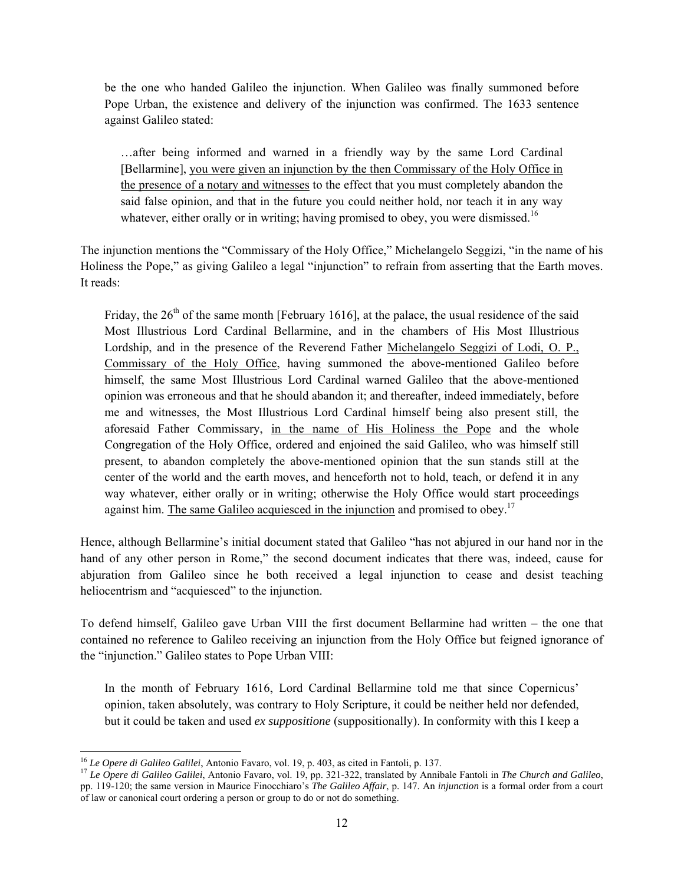be the one who handed Galileo the injunction. When Galileo was finally summoned before Pope Urban, the existence and delivery of the injunction was confirmed. The 1633 sentence against Galileo stated:

> …after being informed and warned in a friendly way by the same Lord Cardinal [Bellarmine], <u>you were given an injunction by the then Commissary of the Holy Office in the presence of a notary and witnesses</u> to the effect that you must completely abandon the said false opinion, and that in the future you could neither hold, nor teach it in any way whatever, either orally or in writing; having promised to obey, you were dismissed.[16]

The injunction mentions the "Commissary of the Holy Office," Michelangelo Seggizi, "in the name of his Holiness the Pope," as giving Galileo a legal "injunction" to refrain from asserting that the Earth moves. It reads:

> Friday, the 26th of the same month [February 1616], at the palace, the usual residence of the said Most Illustrious Lord Cardinal Bellarmine, and in the chambers of His Most Illustrious Lordship, and in the presence of the Reverend Father <u>Michelangelo Seggizi of Lodi, O. P., Commissary of the Holy Office</u>, having summoned the above-mentioned Galileo before himself, the same Most Illustrious Lord Cardinal warned Galileo that the above-mentioned opinion was erroneous and that he should abandon it; and thereafter, indeed immediately, before me and witnesses, the Most Illustrious Lord Cardinal himself being also present still, the aforesaid Father Commissary, <u>in the name of His Holiness the Pope</u> and the whole Congregation of the Holy Office, ordered and enjoined the said Galileo, who was himself still present, to abandon completely the above-mentioned opinion that the sun stands still at the center of the world and the earth moves, and henceforth not to hold, teach, or defend it in any way whatever, either orally or in writing; otherwise the Holy Office would start proceedings against him. <u>The same Galileo acquiesced in the injunction</u> and promised to obey.[17]

Hence, although Bellarmine's initial document stated that Galileo "has not abjured in our hand nor in the hand of any other person in Rome," the second document indicates that there was, indeed, cause for abjuration from Galileo since he both received a legal injunction to cease and desist teaching heliocentrism and "acquiesced" to the injunction.

To defend himself, Galileo gave Urban VIII the first document Bellarmine had written – the one that contained no reference to Galileo receiving an injunction from the Holy Office but feigned ignorance of the "injunction." Galileo states to Pope Urban VIII:

> In the month of February 1616, Lord Cardinal Bellarmine told me that since Copernicus' opinion, taken absolutely, was contrary to Holy Scripture, it could be neither held nor defended, but it could be taken and used *ex suppositione* (suppositionally). In conformity with this I keep a

---

[16] *Le Opere di Galileo Galilei*, Antonio Favaro, vol. 19, p. 403, as cited in Fantoli, p. 137.

[17] *Le Opere di Galileo Galilei*, Antonio Favaro, vol. 19, pp. 321-322, translated by Annibale Fantoli in *The Church and Galileo*, pp. 119-120; the same version in Maurice Finocchiaro's *The Galileo Affair*, p. 147. An *injunction* is a formal order from a court of law or canonical court ordering a person or group to do or not do something.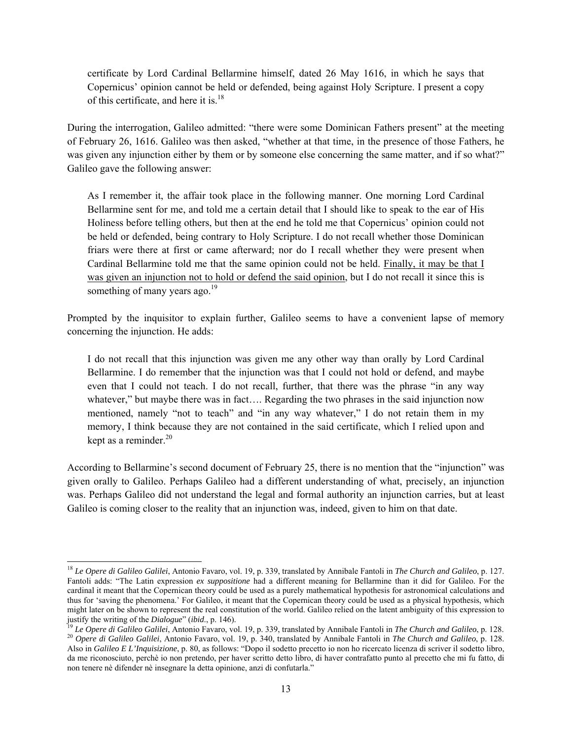> certificate by Lord Cardinal Bellarmine himself, dated 26 May 1616, in which he says that Copernicus' opinion cannot be held or defended, being against Holy Scripture. I present a copy of this certificate, and here it is.[18]

During the interrogation, Galileo admitted: "there were some Dominican Fathers present" at the meeting of February 26, 1616. Galileo was then asked, "whether at that time, in the presence of those Fathers, he was given any injunction either by them or by someone else concerning the same matter, and if so what?" Galileo gave the following answer:

> As I remember it, the affair took place in the following manner. One morning Lord Cardinal Bellarmine sent for me, and told me a certain detail that I should like to speak to the ear of His Holiness before telling others, but then at the end he told me that Copernicus' opinion could not be held or defended, being contrary to Holy Scripture. I do not recall whether those Dominican friars were there at first or came afterward; nor do I recall whether they were present when Cardinal Bellarmine told me that the same opinion could not be held. <u>Finally, it may be that I was given an injunction not to hold or defend the said opinion</u>, but I do not recall it since this is something of many years ago.[19]

Prompted by the inquisitor to explain further, Galileo seems to have a convenient lapse of memory concerning the injunction. He adds:

> I do not recall that this injunction was given me any other way than orally by Lord Cardinal Bellarmine. I do remember that the injunction was that I could not hold or defend, and maybe even that I could not teach. I do not recall, further, that there was the phrase "in any way whatever," but maybe there was in fact…. Regarding the two phrases in the said injunction now mentioned, namely "not to teach" and "in any way whatever," I do not retain them in my memory, I think because they are not contained in the said certificate, which I relied upon and kept as a reminder.[20]

According to Bellarmine's second document of February 25, there is no mention that the "injunction" was given orally to Galileo. Perhaps Galileo had a different understanding of what, precisely, an injunction was. Perhaps Galileo did not understand the legal and formal authority an injunction carries, but at least Galileo is coming closer to the reality that an injunction was, indeed, given to him on that date.

---

[18] *Le Opere di Galileo Galilei*, Antonio Favaro, vol. 19, p. 339, translated by Annibale Fantoli in *The Church and Galileo*, p. 127. Fantoli adds: "The Latin expression *ex suppositione* had a different meaning for Bellarmine than it did for Galileo. For the cardinal it meant that the Copernican theory could be used as a purely mathematical hypothesis for astronomical calculations and thus for 'saving the phenomena.' For Galileo, it meant that the Copernican theory could be used as a physical hypothesis, which might later on be shown to represent the real constitution of the world. Galileo relied on the latent ambiguity of this expression to justify the writing of the *Dialogue*" (*ibid*., p. 146).

[19] *Le Opere di Galileo Galilei*, Antonio Favaro, vol. 19, p. 339, translated by Annibale Fantoli in *The Church and Galileo*, p. 128.

[20] *Opere di Galileo Galilei*, Antonio Favaro, vol. 19, p. 340, translated by Annibale Fantoli in *The Church and Galileo*, p. 128. Also in *Galileo E L'Inquisizione*, p. 80, as follows: "Dopo il sodetto precetto io non ho ricercato licenza di scriver il sodetto libro, da me riconosciuto, perchè io non pretendo, per haver scritto detto libro, di haver contrafatto punto al precetto che mi fu fatto, di non tenere nè difender nè insegnare la detta opinione, anzi di confutarla."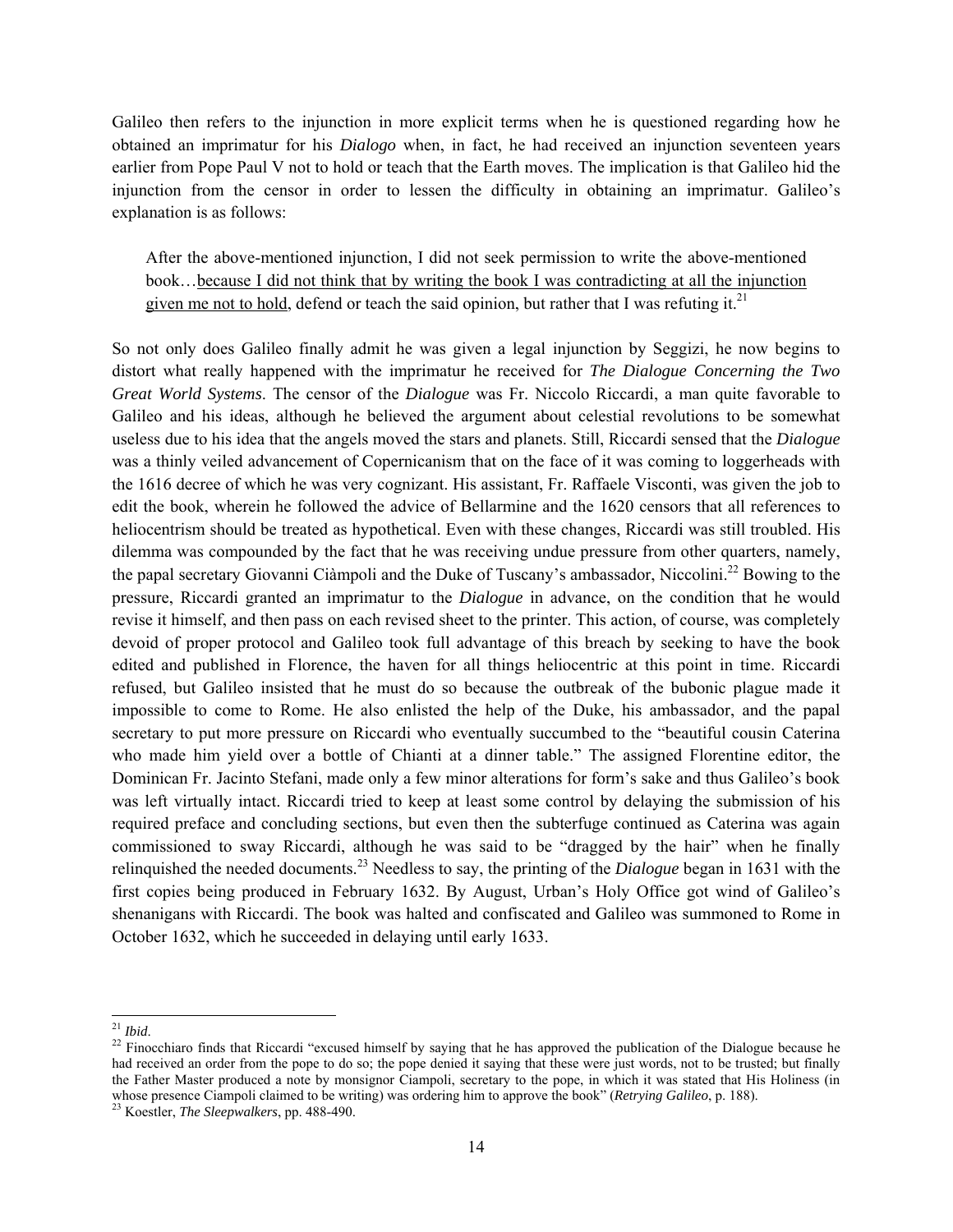Galileo then refers to the injunction in more explicit terms when he is questioned regarding how he obtained an imprimatur for his *Dialogo* when, in fact, he had received an injunction seventeen years earlier from Pope Paul V not to hold or teach that the Earth moves. The implication is that Galileo hid the injunction from the censor in order to lessen the difficulty in obtaining an imprimatur. Galileo's explanation is as follows:

> After the above-mentioned injunction, I did not seek permission to write the above-mentioned book…<u>because I did not think that by writing the book I was contradicting at all the injunction given me not to hold</u>, defend or teach the said opinion, but rather that I was refuting it.[21]

So not only does Galileo finally admit he was given a legal injunction by Seggizi, he now begins to distort what really happened with the imprimatur he received for *The Dialogue Concerning the Two Great World Systems*. The censor of the *Dialogue* was Fr. Niccolo Riccardi, a man quite favorable to Galileo and his ideas, although he believed the argument about celestial revolutions to be somewhat useless due to his idea that the angels moved the stars and planets. Still, Riccardi sensed that the *Dialogue* was a thinly veiled advancement of Copernicanism that on the face of it was coming to loggerheads with the 1616 decree of which he was very cognizant. His assistant, Fr. Raffaele Visconti, was given the job to edit the book, wherein he followed the advice of Bellarmine and the 1620 censors that all references to heliocentrism should be treated as hypothetical. Even with these changes, Riccardi was still troubled. His dilemma was compounded by the fact that he was receiving undue pressure from other quarters, namely, the papal secretary Giovanni Ciàmpoli and the Duke of Tuscany's ambassador, Niccolini.[22] Bowing to the pressure, Riccardi granted an imprimatur to the *Dialogue* in advance, on the condition that he would revise it himself, and then pass on each revised sheet to the printer. This action, of course, was completely devoid of proper protocol and Galileo took full advantage of this breach by seeking to have the book edited and published in Florence, the haven for all things heliocentric at this point in time. Riccardi refused, but Galileo insisted that he must do so because the outbreak of the bubonic plague made it impossible to come to Rome. He also enlisted the help of the Duke, his ambassador, and the papal secretary to put more pressure on Riccardi who eventually succumbed to the "beautiful cousin Caterina who made him yield over a bottle of Chianti at a dinner table." The assigned Florentine editor, the Dominican Fr. Jacinto Stefani, made only a few minor alterations for form's sake and thus Galileo's book was left virtually intact. Riccardi tried to keep at least some control by delaying the submission of his required preface and concluding sections, but even then the subterfuge continued as Caterina was again commissioned to sway Riccardi, although he was said to be "dragged by the hair" when he finally relinquished the needed documents.[23] Needless to say, the printing of the *Dialogue* began in 1631 with the first copies being produced in February 1632. By August, Urban's Holy Office got wind of Galileo's shenanigans with Riccardi. The book was halted and confiscated and Galileo was summoned to Rome in October 1632, which he succeeded in delaying until early 1633.

---

[21] *Ibid*.

[22] Finocchiaro finds that Riccardi "excused himself by saying that he has approved the publication of the Dialogue because he had received an order from the pope to do so; the pope denied it saying that these were just words, not to be trusted; but finally the Father Master produced a note by monsignor Ciampoli, secretary to the pope, in which it was stated that His Holiness (in whose presence Ciampoli claimed to be writing) was ordering him to approve the book" (*Retrying Galileo*, p. 188).

[23] Koestler, *The Sleepwalkers*, pp. 488-490.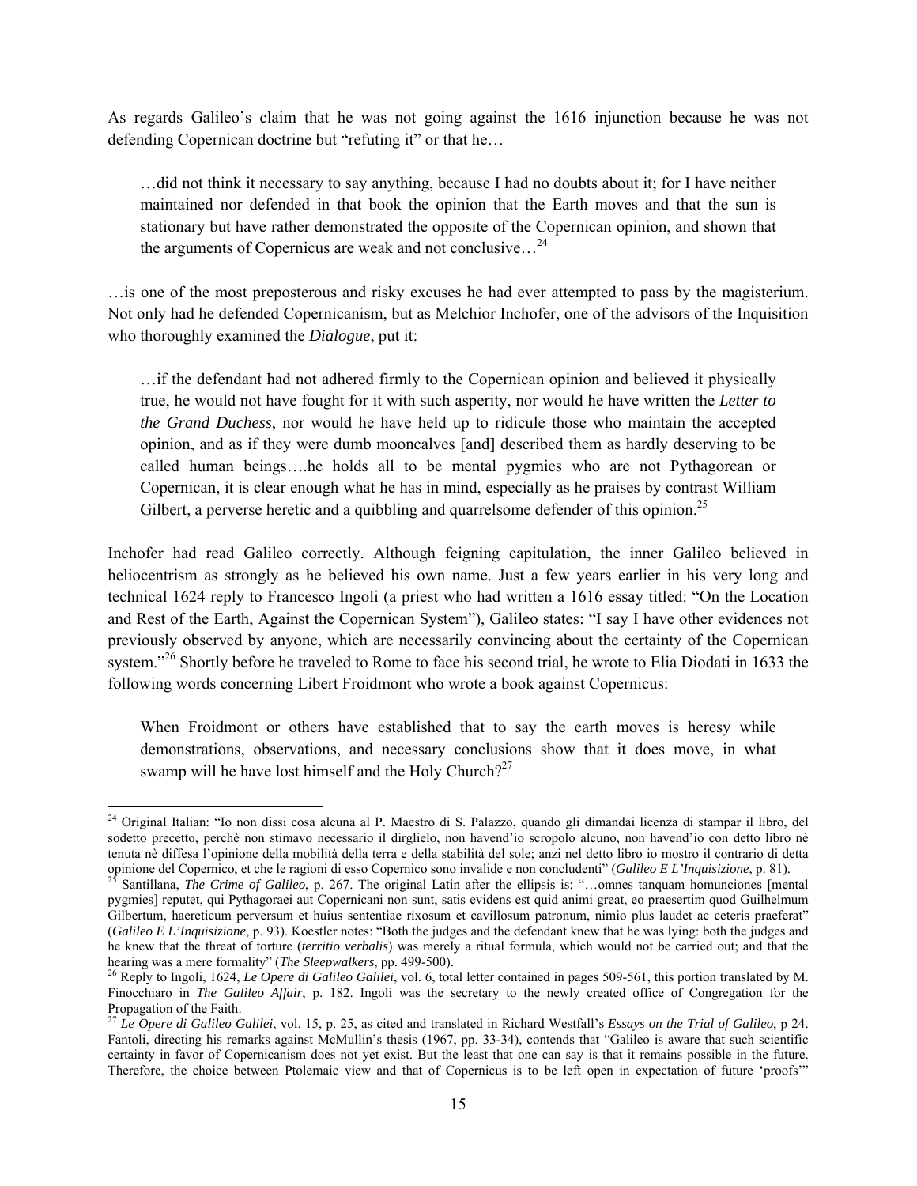As regards Galileo's claim that he was not going against the 1616 injunction because he was not defending Copernican doctrine but "refuting it" or that he…

> …did not think it necessary to say anything, because I had no doubts about it; for I have neither maintained nor defended in that book the opinion that the Earth moves and that the sun is stationary but have rather demonstrated the opposite of the Copernican opinion, and shown that the arguments of Copernicus are weak and not conclusive…[24]

…is one of the most preposterous and risky excuses he had ever attempted to pass by the magisterium. Not only had he defended Copernicanism, but as Melchior Inchofer, one of the advisors of the Inquisition who thoroughly examined the *Dialogue*, put it:

> …if the defendant had not adhered firmly to the Copernican opinion and believed it physically true, he would not have fought for it with such asperity, nor would he have written the *Letter to the Grand Duchess*, nor would he have held up to ridicule those who maintain the accepted opinion, and as if they were dumb mooncalves [and] described them as hardly deserving to be called human beings….he holds all to be mental pygmies who are not Pythagorean or Copernican, it is clear enough what he has in mind, especially as he praises by contrast William Gilbert, a perverse heretic and a quibbling and quarrelsome defender of this opinion.[25]

Inchofer had read Galileo correctly. Although feigning capitulation, the inner Galileo believed in heliocentrism as strongly as he believed his own name. Just a few years earlier in his very long and technical 1624 reply to Francesco Ingoli (a priest who had written a 1616 essay titled: "On the Location and Rest of the Earth, Against the Copernican System"), Galileo states: "I say I have other evidences not previously observed by anyone, which are necessarily convincing about the certainty of the Copernican system."[26] Shortly before he traveled to Rome to face his second trial, he wrote to Elia Diodati in 1633 the following words concerning Libert Froidmont who wrote a book against Copernicus:

> When Froidmont or others have established that to say the earth moves is heresy while demonstrations, observations, and necessary conclusions show that it does move, in what swamp will he have lost himself and the Holy Church?[27]

---

[24] Original Italian: "Io non dissi cosa alcuna al P. Maestro di S. Palazzo, quando gli dimandai licenza di stampar il libro, del sodetto precetto, perchè non stimavo necessario il dirglielo, non havend'io scropolo alcuno, non havend'io con detto libro nè tenuta nè diffesa l'opinione della mobilità della terra e della stabilità del sole; anzi nel detto libro io mostro il contrario di detta opinione del Copernico, et che le ragioni di esso Copernico sono invalide e non concludenti" (*Galileo E L'Inquisizione*, p. 81).

[25] Santillana, *The Crime of Galileo*, p. 267. The original Latin after the ellipsis is: "…omnes tanquam homunciones [mental pygmies] reputet, qui Pythagoraei aut Copernicani non sunt, satis evidens est quid animi great, eo praesertim quod Guilhelmum Gilbertum, haereticum perversum et huius sententiae rixosum et cavillosum patronum, nimio plus laudet ac ceteris praeferat" (*Galileo E L'Inquisizione*, p. 93). Koestler notes: "Both the judges and the defendant knew that he was lying: both the judges and he knew that the threat of torture (*territio verbalis*) was merely a ritual formula, which would not be carried out; and that the hearing was a mere formality" (*The Sleepwalkers*, pp. 499-500).

[26] Reply to Ingoli, 1624, *Le Opere di Galileo Galilei*, vol. 6, total letter contained in pages 509-561, this portion translated by M. Finocchiaro in *The Galileo Affair*, p. 182. Ingoli was the secretary to the newly created office of Congregation for the Propagation of the Faith.

[27] *Le Opere di Galileo Galilei*, vol. 15, p. 25, as cited and translated in Richard Westfall's *Essays on the Trial of Galileo*, p 24. Fantoli, directing his remarks against McMullin's thesis (1967, pp. 33-34), contends that "Galileo is aware that such scientific certainty in favor of Copernicanism does not yet exist. But the least that one can say is that it remains possible in the future. Therefore, the choice between Ptolemaic view and that of Copernicus is to be left open in expectation of future 'proofs'"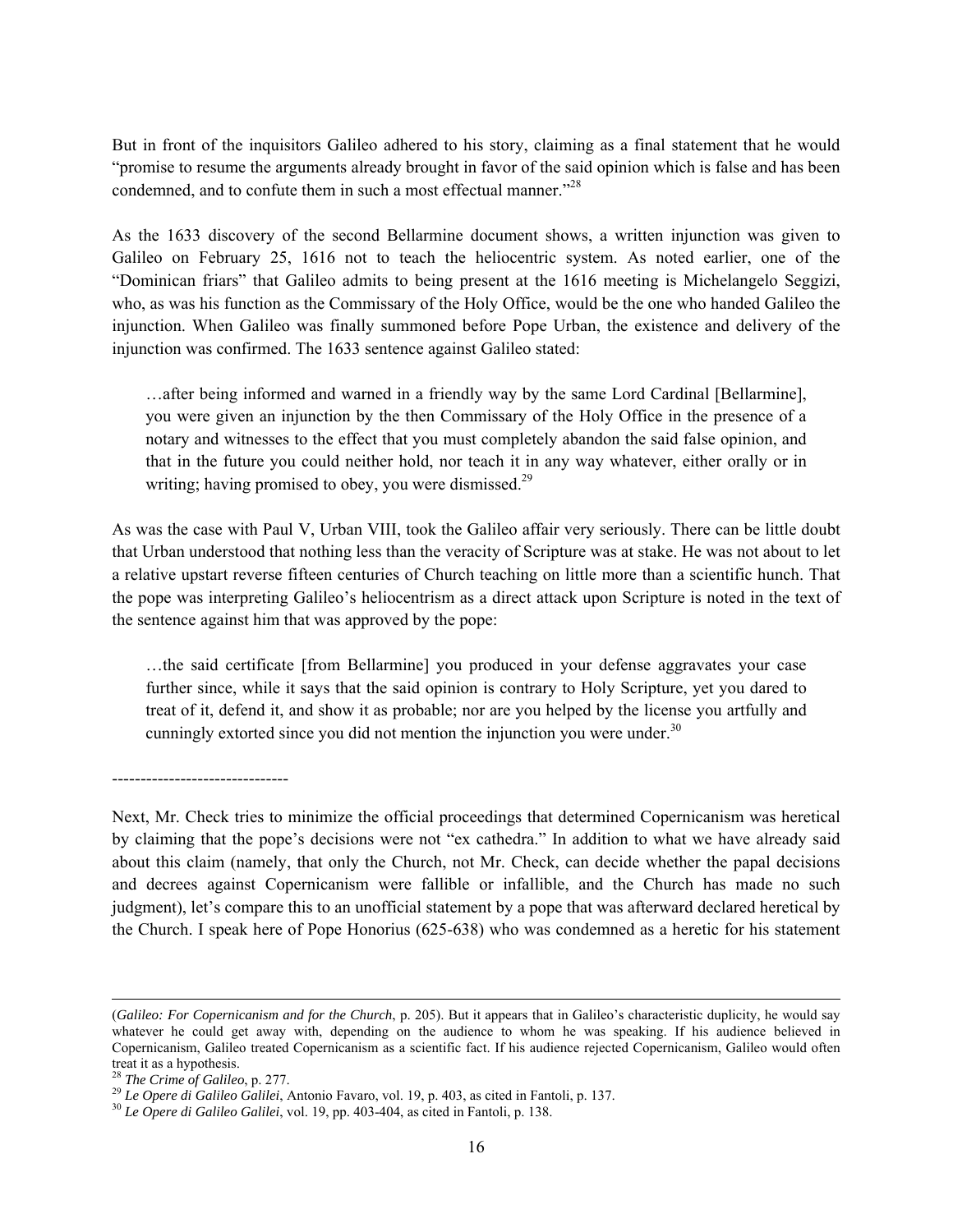But in front of the inquisitors Galileo adhered to his story, claiming as a final statement that he would "promise to resume the arguments already brought in favor of the said opinion which is false and has been condemned, and to confute them in such a most effectual manner."[28]

As the 1633 discovery of the second Bellarmine document shows, a written injunction was given to Galileo on February 25, 1616 not to teach the heliocentric system. As noted earlier, one of the "Dominican friars" that Galileo admits to being present at the 1616 meeting is Michelangelo Seggizi, who, as was his function as the Commissary of the Holy Office, would be the one who handed Galileo the injunction. When Galileo was finally summoned before Pope Urban, the existence and delivery of the injunction was confirmed. The 1633 sentence against Galileo stated:

> …after being informed and warned in a friendly way by the same Lord Cardinal [Bellarmine], you were given an injunction by the then Commissary of the Holy Office in the presence of a notary and witnesses to the effect that you must completely abandon the said false opinion, and that in the future you could neither hold, nor teach it in any way whatever, either orally or in writing; having promised to obey, you were dismissed.[29]

As was the case with Paul V, Urban VIII, took the Galileo affair very seriously. There can be little doubt that Urban understood that nothing less than the veracity of Scripture was at stake. He was not about to let a relative upstart reverse fifteen centuries of Church teaching on little more than a scientific hunch. That the pope was interpreting Galileo's heliocentrism as a direct attack upon Scripture is noted in the text of the sentence against him that was approved by the pope:

> …the said certificate [from Bellarmine] you produced in your defense aggravates your case further since, while it says that the said opinion is contrary to Holy Scripture, yet you dared to treat of it, defend it, and show it as probable; nor are you helped by the license you artfully and cunningly extorted since you did not mention the injunction you were under.[30]

-------------------------------

Next, Mr. Check tries to minimize the official proceedings that determined Copernicanism was heretical by claiming that the pope's decisions were not "ex cathedra." In addition to what we have already said about this claim (namely, that only the Church, not Mr. Check, can decide whether the papal decisions and decrees against Copernicanism were fallible or infallible, and the Church has made no such judgment), let's compare this to an unofficial statement by a pope that was afterward declared heretical by the Church. I speak here of Pope Honorius (625-638) who was condemned as a heretic for his statement

---

(*Galileo: For Copernicanism and for the Church*, p. 205). But it appears that in Galileo's characteristic duplicity, he would say whatever he could get away with, depending on the audience to whom he was speaking. If his audience believed in Copernicanism, Galileo treated Copernicanism as a scientific fact. If his audience rejected Copernicanism, Galileo would often treat it as a hypothesis.

[28] *The Crime of Galileo*, p. 277.

[29] *Le Opere di Galileo Galilei*, Antonio Favaro, vol. 19, p. 403, as cited in Fantoli, p. 137.

[30] *Le Opere di Galileo Galilei*, vol. 19, pp. 403-404, as cited in Fantoli, p. 138.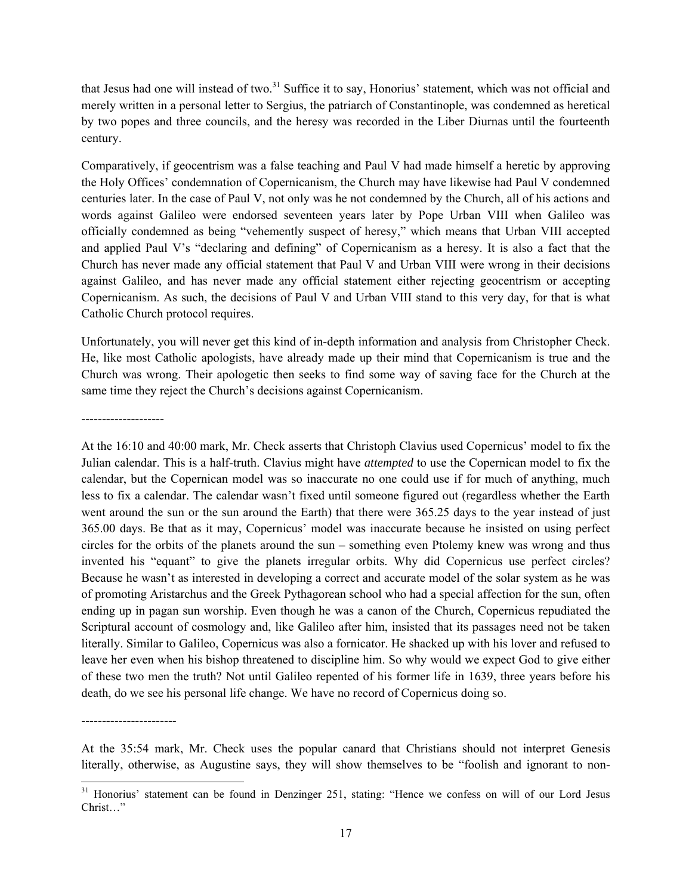that Jesus had one will instead of two.[31] Suffice it to say, Honorius' statement, which was not official and merely written in a personal letter to Sergius, the patriarch of Constantinople, was condemned as heretical by two popes and three councils, and the heresy was recorded in the Liber Diurnas until the fourteenth century.

Comparatively, if geocentrism was a false teaching and Paul V had made himself a heretic by approving the Holy Offices' condemnation of Copernicanism, the Church may have likewise had Paul V condemned centuries later. In the case of Paul V, not only was he not condemned by the Church, all of his actions and words against Galileo were endorsed seventeen years later by Pope Urban VIII when Galileo was officially condemned as being "vehemently suspect of heresy," which means that Urban VIII accepted and applied Paul V's "declaring and defining" of Copernicanism as a heresy. It is also a fact that the Church has never made any official statement that Paul V and Urban VIII were wrong in their decisions against Galileo, and has never made any official statement either rejecting geocentrism or accepting Copernicanism. As such, the decisions of Paul V and Urban VIII stand to this very day, for that is what Catholic Church protocol requires.

Unfortunately, you will never get this kind of in-depth information and analysis from Christopher Check. He, like most Catholic apologists, have already made up their mind that Copernicanism is true and the Church was wrong. Their apologetic then seeks to find some way of saving face for the Church at the same time they reject the Church's decisions against Copernicanism.

--------------------

At the 16:10 and 40:00 mark, Mr. Check asserts that Christoph Clavius used Copernicus' model to fix the Julian calendar. This is a half-truth. Clavius might have *attempted* to use the Copernican model to fix the calendar, but the Copernican model was so inaccurate no one could use if for much of anything, much less to fix a calendar. The calendar wasn't fixed until someone figured out (regardless whether the Earth went around the sun or the sun around the Earth) that there were 365.25 days to the year instead of just 365.00 days. Be that as it may, Copernicus' model was inaccurate because he insisted on using perfect circles for the orbits of the planets around the sun – something even Ptolemy knew was wrong and thus invented his "equant" to give the planets irregular orbits. Why did Copernicus use perfect circles? Because he wasn't as interested in developing a correct and accurate model of the solar system as he was of promoting Aristarchus and the Greek Pythagorean school who had a special affection for the sun, often ending up in pagan sun worship. Even though he was a canon of the Church, Copernicus repudiated the Scriptural account of cosmology and, like Galileo after him, insisted that its passages need not be taken literally. Similar to Galileo, Copernicus was also a fornicator. He shacked up with his lover and refused to leave her even when his bishop threatened to discipline him. So why would we expect God to give either of these two men the truth? Not until Galileo repented of his former life in 1639, three years before his death, do we see his personal life change. We have no record of Copernicus doing so.

-----------------------

At the 35:54 mark, Mr. Check uses the popular canard that Christians should not interpret Genesis literally, otherwise, as Augustine says, they will show themselves to be "foolish and ignorant to non-

[31] Honorius' statement can be found in Denzinger 251, stating: "Hence we confess on will of our Lord Jesus Christ…"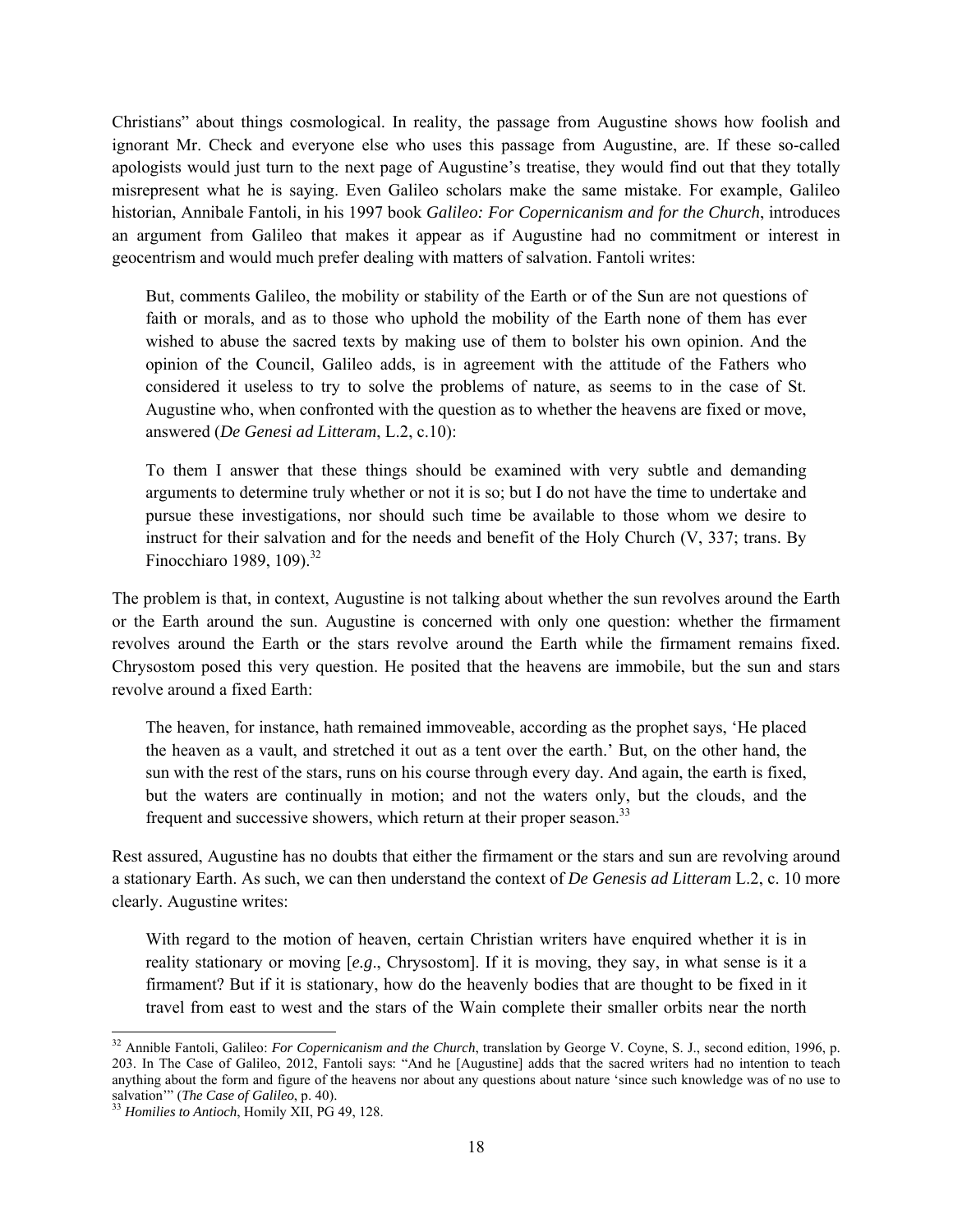Christians" about things cosmological. In reality, the passage from Augustine shows how foolish and ignorant Mr. Check and everyone else who uses this passage from Augustine, are. If these so-called apologists would just turn to the next page of Augustine's treatise, they would find out that they totally misrepresent what he is saying. Even Galileo scholars make the same mistake. For example, Galileo historian, Annibale Fantoli, in his 1997 book *Galileo: For Copernicanism and for the Church*, introduces an argument from Galileo that makes it appear as if Augustine had no commitment or interest in geocentrism and would much prefer dealing with matters of salvation. Fantoli writes:

> But, comments Galileo, the mobility or stability of the Earth or of the Sun are not questions of faith or morals, and as to those who uphold the mobility of the Earth none of them has ever wished to abuse the sacred texts by making use of them to bolster his own opinion. And the opinion of the Council, Galileo adds, is in agreement with the attitude of the Fathers who considered it useless to try to solve the problems of nature, as seems to in the case of St. Augustine who, when confronted with the question as to whether the heavens are fixed or move, answered (*De Genesi ad Litteram*, L.2, c.10):
>
> To them I answer that these things should be examined with very subtle and demanding arguments to determine truly whether or not it is so; but I do not have the time to undertake and pursue these investigations, nor should such time be available to those whom we desire to instruct for their salvation and for the needs and benefit of the Holy Church (V, 337; trans. By Finocchiaro 1989, 109).[32]

The problem is that, in context, Augustine is not talking about whether the sun revolves around the Earth or the Earth around the sun. Augustine is concerned with only one question: whether the firmament revolves around the Earth or the stars revolve around the Earth while the firmament remains fixed. Chrysostom posed this very question. He posited that the heavens are immobile, but the sun and stars revolve around a fixed Earth:

> The heaven, for instance, hath remained immoveable, according as the prophet says, 'He placed the heaven as a vault, and stretched it out as a tent over the earth.' But, on the other hand, the sun with the rest of the stars, runs on his course through every day. And again, the earth is fixed, but the waters are continually in motion; and not the waters only, but the clouds, and the frequent and successive showers, which return at their proper season.[33]

Rest assured, Augustine has no doubts that either the firmament or the stars and sun are revolving around a stationary Earth. As such, we can then understand the context of *De Genesis ad Litteram* L.2, c. 10 more clearly. Augustine writes:

> With regard to the motion of heaven, certain Christian writers have enquired whether it is in reality stationary or moving [*e.g*., Chrysostom]. If it is moving, they say, in what sense is it a firmament? But if it is stationary, how do the heavenly bodies that are thought to be fixed in it travel from east to west and the stars of the Wain complete their smaller orbits near the north

---

[32] Annible Fantoli, Galileo: *For Copernicanism and the Church*, translation by George V. Coyne, S. J., second edition, 1996, p. 203. In The Case of Galileo, 2012, Fantoli says: "And he [Augustine] adds that the sacred writers had no intention to teach anything about the form and figure of the heavens nor about any questions about nature 'since such knowledge was of no use to salvation'" (*The Case of Galileo*, p. 40).

[33] *Homilies to Antioch*, Homily XII, PG 49, 128.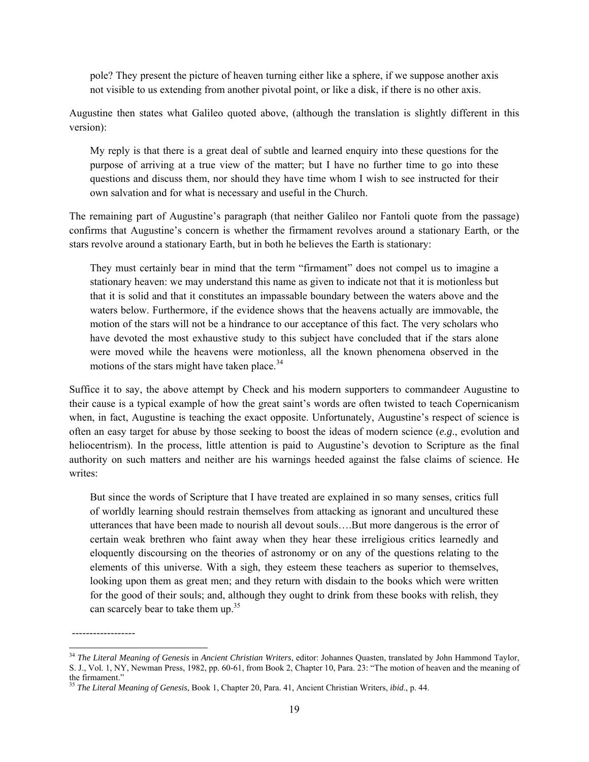> pole? They present the picture of heaven turning either like a sphere, if we suppose another axis not visible to us extending from another pivotal point, or like a disk, if there is no other axis.

Augustine then states what Galileo quoted above, (although the translation is slightly different in this version):

> My reply is that there is a great deal of subtle and learned enquiry into these questions for the purpose of arriving at a true view of the matter; but I have no further time to go into these questions and discuss them, nor should they have time whom I wish to see instructed for their own salvation and for what is necessary and useful in the Church.

The remaining part of Augustine's paragraph (that neither Galileo nor Fantoli quote from the passage) confirms that Augustine's concern is whether the firmament revolves around a stationary Earth, or the stars revolve around a stationary Earth, but in both he believes the Earth is stationary:

> They must certainly bear in mind that the term "firmament" does not compel us to imagine a stationary heaven: we may understand this name as given to indicate not that it is motionless but that it is solid and that it constitutes an impassable boundary between the waters above and the waters below. Furthermore, if the evidence shows that the heavens actually are immovable, the motion of the stars will not be a hindrance to our acceptance of this fact. The very scholars who have devoted the most exhaustive study to this subject have concluded that if the stars alone were moved while the heavens were motionless, all the known phenomena observed in the motions of the stars might have taken place.[34]

Suffice it to say, the above attempt by Check and his modern supporters to commandeer Augustine to their cause is a typical example of how the great saint's words are often twisted to teach Copernicanism when, in fact, Augustine is teaching the exact opposite. Unfortunately, Augustine's respect of science is often an easy target for abuse by those seeking to boost the ideas of modern science (*e.g.*, evolution and heliocentrism). In the process, little attention is paid to Augustine's devotion to Scripture as the final authority on such matters and neither are his warnings heeded against the false claims of science. He writes:

> But since the words of Scripture that I have treated are explained in so many senses, critics full of worldly learning should restrain themselves from attacking as ignorant and uncultured these utterances that have been made to nourish all devout souls….But more dangerous is the error of certain weak brethren who faint away when they hear these irreligious critics learnedly and eloquently discoursing on the theories of astronomy or on any of the questions relating to the elements of this universe. With a sigh, they esteem these teachers as superior to themselves, looking upon them as great men; and they return with disdain to the books which were written for the good of their souls; and, although they ought to drink from these books with relish, they can scarcely bear to take them up.[35]

------------------

[34] *The Literal Meaning of Genesis* in *Ancient Christian Writers*, editor: Johannes Quasten, translated by John Hammond Taylor, S. J., Vol. 1, NY, Newman Press, 1982, pp. 60-61, from Book 2, Chapter 10, Para. 23: "The motion of heaven and the meaning of the firmament."

[35] *The Literal Meaning of Genesis*, Book 1, Chapter 20, Para. 41, Ancient Christian Writers, *ibid*., p. 44.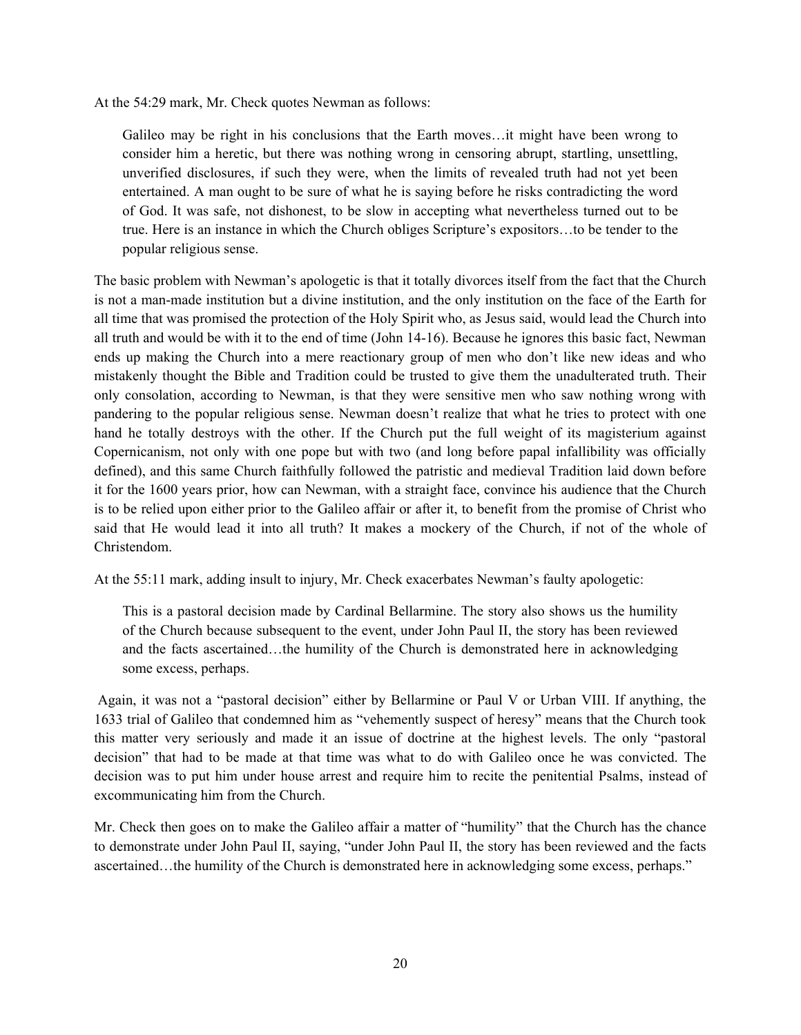At the 54:29 mark, Mr. Check quotes Newman as follows:

> Galileo may be right in his conclusions that the Earth moves…it might have been wrong to consider him a heretic, but there was nothing wrong in censoring abrupt, startling, unsettling, unverified disclosures, if such they were, when the limits of revealed truth had not yet been entertained. A man ought to be sure of what he is saying before he risks contradicting the word of God. It was safe, not dishonest, to be slow in accepting what nevertheless turned out to be true. Here is an instance in which the Church obliges Scripture's expositors…to be tender to the popular religious sense.

The basic problem with Newman's apologetic is that it totally divorces itself from the fact that the Church is not a man-made institution but a divine institution, and the only institution on the face of the Earth for all time that was promised the protection of the Holy Spirit who, as Jesus said, would lead the Church into all truth and would be with it to the end of time (John 14-16). Because he ignores this basic fact, Newman ends up making the Church into a mere reactionary group of men who don't like new ideas and who mistakenly thought the Bible and Tradition could be trusted to give them the unadulterated truth. Their only consolation, according to Newman, is that they were sensitive men who saw nothing wrong with pandering to the popular religious sense. Newman doesn't realize that what he tries to protect with one hand he totally destroys with the other. If the Church put the full weight of its magisterium against Copernicanism, not only with one pope but with two (and long before papal infallibility was officially defined), and this same Church faithfully followed the patristic and medieval Tradition laid down before it for the 1600 years prior, how can Newman, with a straight face, convince his audience that the Church is to be relied upon either prior to the Galileo affair or after it, to benefit from the promise of Christ who said that He would lead it into all truth? It makes a mockery of the Church, if not of the whole of Christendom.

At the 55:11 mark, adding insult to injury, Mr. Check exacerbates Newman's faulty apologetic:

> This is a pastoral decision made by Cardinal Bellarmine. The story also shows us the humility of the Church because subsequent to the event, under John Paul II, the story has been reviewed and the facts ascertained…the humility of the Church is demonstrated here in acknowledging some excess, perhaps.

Again, it was not a "pastoral decision" either by Bellarmine or Paul V or Urban VIII. If anything, the 1633 trial of Galileo that condemned him as "vehemently suspect of heresy" means that the Church took this matter very seriously and made it an issue of doctrine at the highest levels. The only "pastoral decision" that had to be made at that time was what to do with Galileo once he was convicted. The decision was to put him under house arrest and require him to recite the penitential Psalms, instead of excommunicating him from the Church.

Mr. Check then goes on to make the Galileo affair a matter of "humility" that the Church has the chance to demonstrate under John Paul II, saying, "under John Paul II, the story has been reviewed and the facts ascertained…the humility of the Church is demonstrated here in acknowledging some excess, perhaps."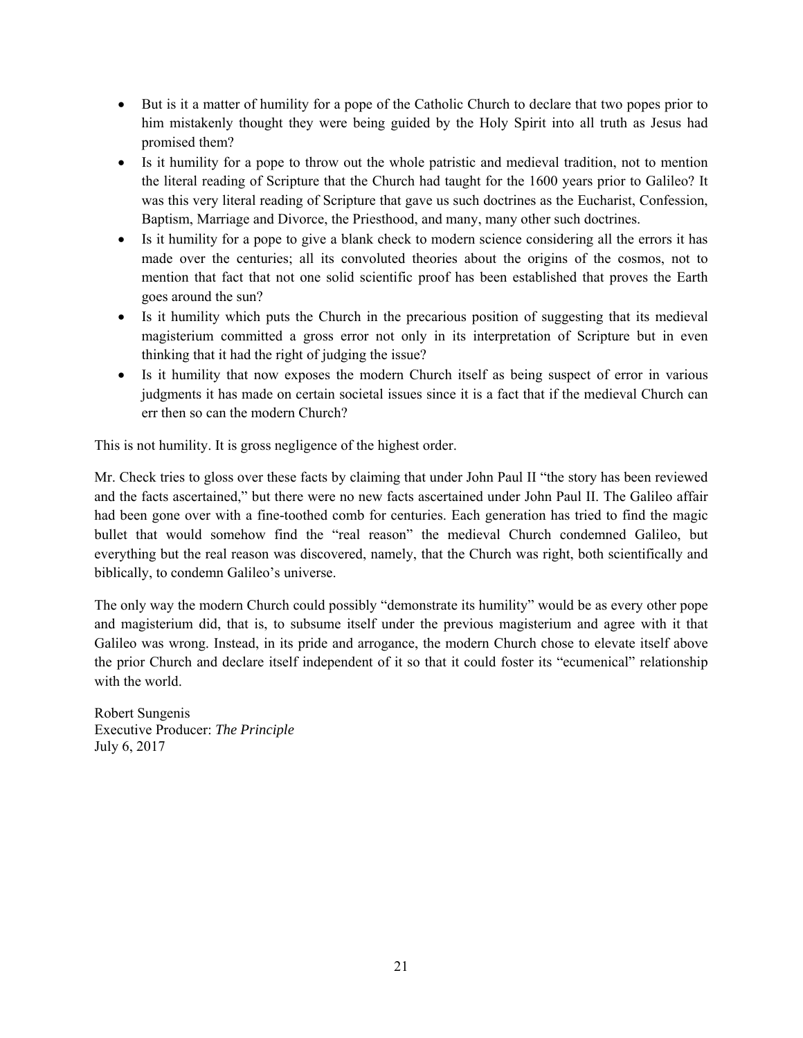- But is it a matter of humility for a pope of the Catholic Church to declare that two popes prior to him mistakenly thought they were being guided by the Holy Spirit into all truth as Jesus had promised them?
- Is it humility for a pope to throw out the whole patristic and medieval tradition, not to mention the literal reading of Scripture that the Church had taught for the 1600 years prior to Galileo? It was this very literal reading of Scripture that gave us such doctrines as the Eucharist, Confession, Baptism, Marriage and Divorce, the Priesthood, and many, many other such doctrines.
- Is it humility for a pope to give a blank check to modern science considering all the errors it has made over the centuries; all its convoluted theories about the origins of the cosmos, not to mention that fact that not one solid scientific proof has been established that proves the Earth goes around the sun?
- Is it humility which puts the Church in the precarious position of suggesting that its medieval magisterium committed a gross error not only in its interpretation of Scripture but in even thinking that it had the right of judging the issue?
- Is it humility that now exposes the modern Church itself as being suspect of error in various judgments it has made on certain societal issues since it is a fact that if the medieval Church can err then so can the modern Church?

This is not humility. It is gross negligence of the highest order.

Mr. Check tries to gloss over these facts by claiming that under John Paul II "the story has been reviewed and the facts ascertained," but there were no new facts ascertained under John Paul II. The Galileo affair had been gone over with a fine-toothed comb for centuries. Each generation has tried to find the magic bullet that would somehow find the "real reason" the medieval Church condemned Galileo, but everything but the real reason was discovered, namely, that the Church was right, both scientifically and biblically, to condemn Galileo's universe.

The only way the modern Church could possibly "demonstrate its humility" would be as every other pope and magisterium did, that is, to subsume itself under the previous magisterium and agree with it that Galileo was wrong. Instead, in its pride and arrogance, the modern Church chose to elevate itself above the prior Church and declare itself independent of it so that it could foster its "ecumenical" relationship with the world.

Robert Sungenis
Executive Producer: *The Principle*
July 6, 2017